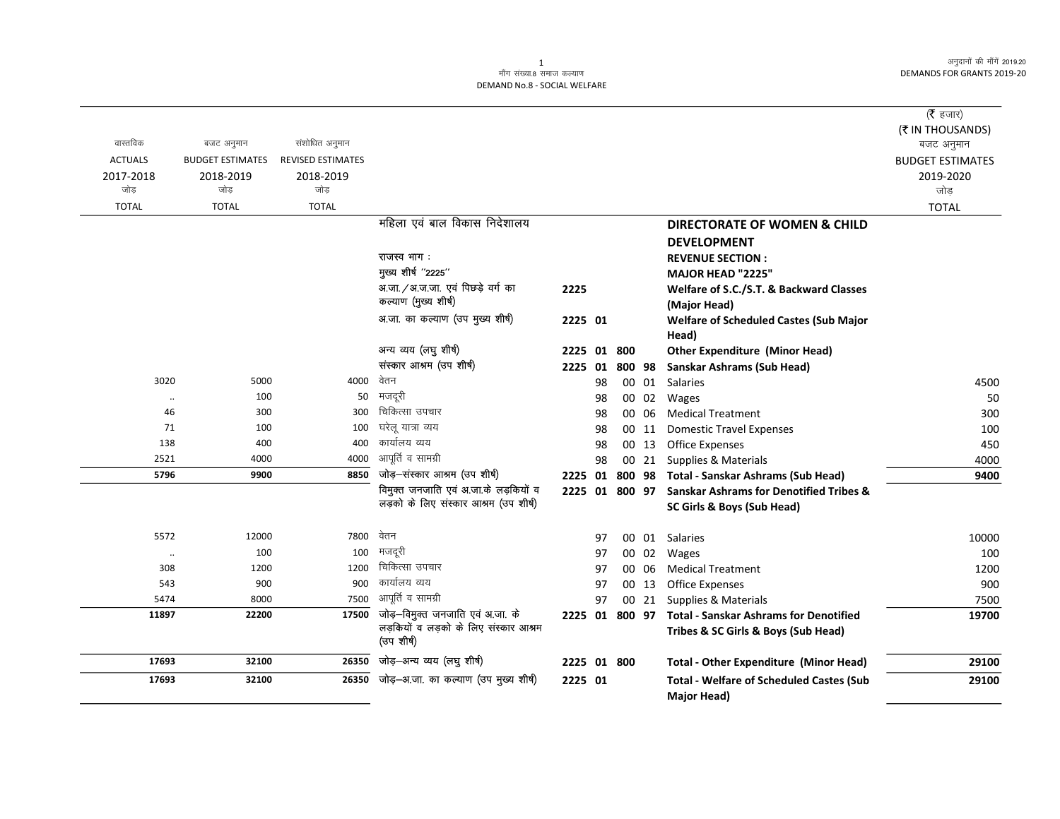माँग संख्या.8 समाज कल्याण
DEMAND No.8 - SOCIAL WELFARE

अनुदानों की माँगें 2019.20
DEMANDS FOR GRANTS 2019-20

(₹ हजार)
(₹ IN THOUSANDS)

| वास्तविक ACTUALS 2017-2018 जोड़ TOTAL | बजट अनुमान BUDGET ESTIMATES 2018-2019 जोड़ TOTAL | संशोधित अनुमान REVISED ESTIMATES 2018-2019 जोड़ TOTAL | | | | | | | बजट अनुमान BUDGET ESTIMATES 2019-2020 जोड़ TOTAL |
|---|---|---|---|---|---|---|---|---|---|
| | | | महिला एवं बाल विकास निदेशालय | | | | | **DIRECTORATE OF WOMEN & CHILD DEVELOPMENT** | |
| | | | राजस्व भाग : | | | | | **REVENUE SECTION :** | |
| | | | मुख्य शीर्ष "2225" | | | | | **MAJOR HEAD "2225"** | |
| | | | अ.जा./अ.ज.जा. एवं पिछड़े वर्ग का कल्याण (मुख्य शीर्ष) | 2225 | | | | **Welfare of S.C./S.T. & Backward Classes (Major Head)** | |
| | | | अ.जा. का कल्याण (उप मुख्य शीर्ष) | 2225 | 01 | | | **Welfare of Scheduled Castes (Sub Major Head)** | |
| | | | अन्य व्यय (लघु शीर्ष) | 2225 | 01 | 800 | | **Other Expenditure (Minor Head)** | |
| | | | संस्कार आश्रम (उप शीर्ष) | 2225 | 01 | 800 | 98 | **Sanskar Ashrams (Sub Head)** | |
| 3020 | 5000 | 4000 | वेतन | | 98 | 00 | 01 | Salaries | 4500 |
| .. | 100 | 50 | मजदूरी | | 98 | 00 | 02 | Wages | 50 |
| 46 | 300 | 300 | चिकित्सा उपचार | | 98 | 00 | 06 | Medical Treatment | 300 |
| 71 | 100 | 100 | घरेलू यात्रा व्यय | | 98 | 00 | 11 | Domestic Travel Expenses | 100 |
| 138 | 400 | 400 | कार्यालय व्यय | | 98 | 00 | 13 | Office Expenses | 450 |
| 2521 | 4000 | 4000 | आपूर्ति व सामग्री | | 98 | 00 | 21 | Supplies & Materials | 4000 |
| **5796** | **9900** | **8850** | जोड़–संस्कार आश्रम (उप शीर्ष) | 2225 | 01 | 800 | 98 | **Total - Sanskar Ashrams (Sub Head)** | **9400** |
| | | | विमुक्त जनजाति एवं अ.जा.के लड़कियों व लड़को के लिए संस्कार आश्रम (उप शीर्ष) | 2225 | 01 | 800 | 97 | **Sanskar Ashrams for Denotified Tribes & SC Girls & Boys (Sub Head)** | |
| 5572 | 12000 | 7800 | वेतन | | 97 | 00 | 01 | Salaries | 10000 |
| .. | 100 | 100 | मजदूरी | | 97 | 00 | 02 | Wages | 100 |
| 308 | 1200 | 1200 | चिकित्सा उपचार | | 97 | 00 | 06 | Medical Treatment | 1200 |
| 543 | 900 | 900 | कार्यालय व्यय | | 97 | 00 | 13 | Office Expenses | 900 |
| 5474 | 8000 | 7500 | आपूर्ति व सामग्री | | 97 | 00 | 21 | Supplies & Materials | 7500 |
| **11897** | **22200** | **17500** | जोड़–विमुक्त जनजाति एवं अ.जा. के लड़कियों व लड़को के लिए संस्कार आश्रम (उप शीर्ष) | 2225 | 01 | 800 | 97 | **Total - Sanskar Ashrams for Denotified Tribes & SC Girls & Boys (Sub Head)** | **19700** |
| **17693** | **32100** | **26350** | जोड़–अन्य व्यय (लघु शीर्ष) | 2225 | 01 | 800 | | **Total - Other Expenditure (Minor Head)** | **29100** |
| **17693** | **32100** | **26350** | जोड़–अ.जा. का कल्याण (उप मुख्य शीर्ष) | 2225 | 01 | | | **Total - Welfare of Scheduled Castes (Sub Major Head)** | **29100** |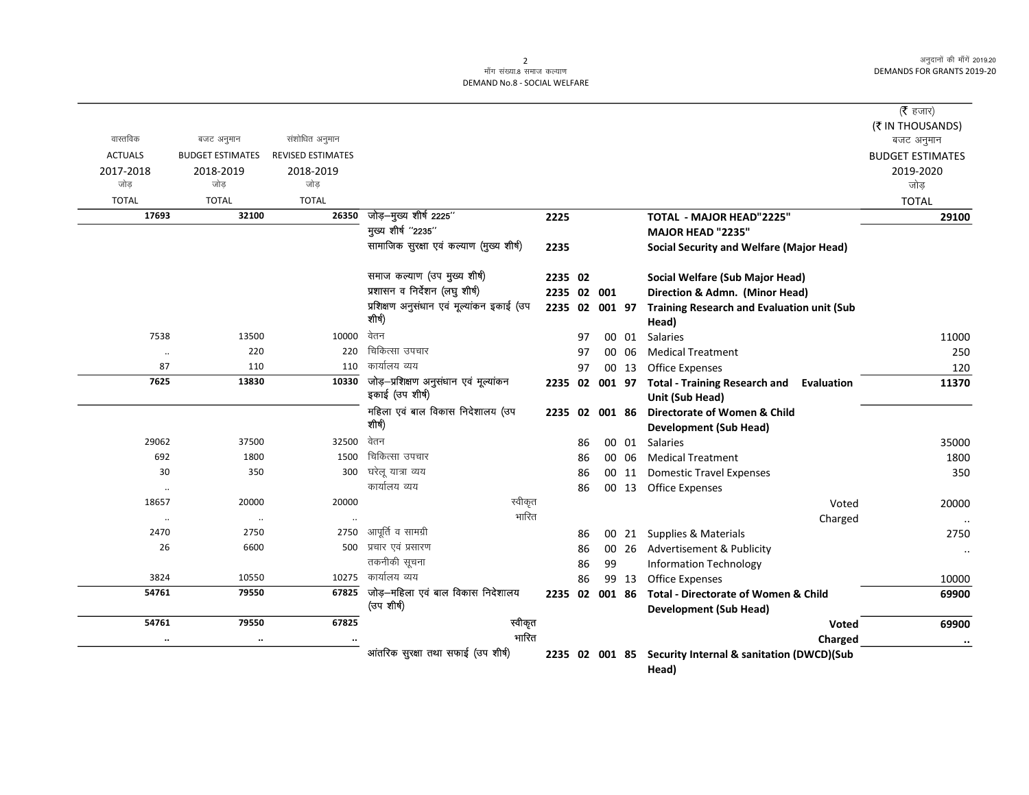माँग संख्या.8 समाज कल्याण
DEMAND No.8 - SOCIAL WELFARE

अनुदानों की माँगें 2019.20
DEMANDS FOR GRANTS 2019-20

(₹ हजार)
(₹ IN THOUSANDS)

| वास्तविक ACTUALS 2017-2018 जोड़ TOTAL | बजट अनुमान BUDGET ESTIMATES 2018-2019 जोड़ TOTAL | संशोधित अनुमान REVISED ESTIMATES 2018-2019 जोड़ TOTAL | | | | | | | | बजट अनुमान BUDGET ESTIMATES 2019-2020 जोड़ TOTAL |
|---|---|---|---|---|---|---|---|---|---|---|
| 17693 | 32100 | 26350 | जोड़–मुख्य शीर्ष 2225'' | 2225 | | | | | TOTAL - MAJOR HEAD"2225" | 29100 |
| | | | मुख्य शीर्ष ''2235'' | | | | | | MAJOR HEAD "2235" | |
| | | | सामाजिक सुरक्षा एवं कल्याण (मुख्य शीर्ष) | 2235 | | | | | Social Security and Welfare (Major Head) | |
| | | | समाज कल्याण (उप मुख्य शीर्ष) | 2235 | 02 | | | | Social Welfare (Sub Major Head) | |
| | | | प्रशासन व निर्देशन (लघु शीर्ष) | 2235 | 02 | 001 | | | Direction & Admn. (Minor Head) | |
| | | | प्रशिक्षण अनुसंधान एवं मूल्यांकन इकाई (उप शीर्ष) | 2235 | 02 | 001 | 97 | | Training Research and Evaluation unit (Sub Head) | |
| 7538 | 13500 | 10000 | वेतन | | | 97 | 00 | 01 | Salaries | 11000 |
| .. | 220 | 220 | चिकित्सा उपचार | | | 97 | 00 | 06 | Medical Treatment | 250 |
| 87 | 110 | 110 | कार्यालय व्यय | | | 97 | 00 | 13 | Office Expenses | 120 |
| 7625 | 13830 | 10330 | जोड़–प्रशिक्षण अनुसंधान एवं मूल्यांकन इकाई (उप शीर्ष) | 2235 | 02 | 001 | 97 | | Total - Training Research and Evaluation Unit (Sub Head) | 11370 |
| | | | महिला एवं बाल विकास निदेशालय (उप शीर्ष) | 2235 | 02 | 001 | 86 | | Directorate of Women & Child Development (Sub Head) | |
| 29062 | 37500 | 32500 | वेतन | | | 86 | 00 | 01 | Salaries | 35000 |
| 692 | 1800 | 1500 | चिकित्सा उपचार | | | 86 | 00 | 06 | Medical Treatment | 1800 |
| 30 | 350 | 300 | घरेलू यात्रा व्यय | | | 86 | 00 | 11 | Domestic Travel Expenses | 350 |
| .. | | | कार्यालय व्यय | | | 86 | 00 | 13 | Office Expenses | |
| 18657 | 20000 | 20000 | स्वीकृत | | | | | | Voted | 20000 |
| .. | .. | .. | भारित | | | | | | Charged | .. |
| 2470 | 2750 | 2750 | आपूर्ति व सामग्री | | | 86 | 00 | 21 | Supplies & Materials | 2750 |
| 26 | 6600 | 500 | प्रचार एवं प्रसारण | | | 86 | 00 | 26 | Advertisement & Publicity | .. |
| | | | तकनीकी सूचना | | | 86 | 99 | | Information Technology | |
| 3824 | 10550 | 10275 | कार्यालय व्यय | | | 86 | 99 | 13 | Office Expenses | 10000 |
| 54761 | 79550 | 67825 | जोड़–महिला एवं बाल विकास निदेशालय (उप शीर्ष) | 2235 | 02 | 001 | 86 | | Total - Directorate of Women & Child Development (Sub Head) | 69900 |
| 54761 | 79550 | 67825 | स्वीकृत | | | | | | Voted | 69900 |
| .. | .. | .. | भारित | | | | | | Charged | .. |
| | | | आंतरिक सुरक्षा तथा सफाई (उप शीर्ष) | 2235 | 02 | 001 | 85 | | Security Internal & sanitation (DWCD)(Sub Head) | |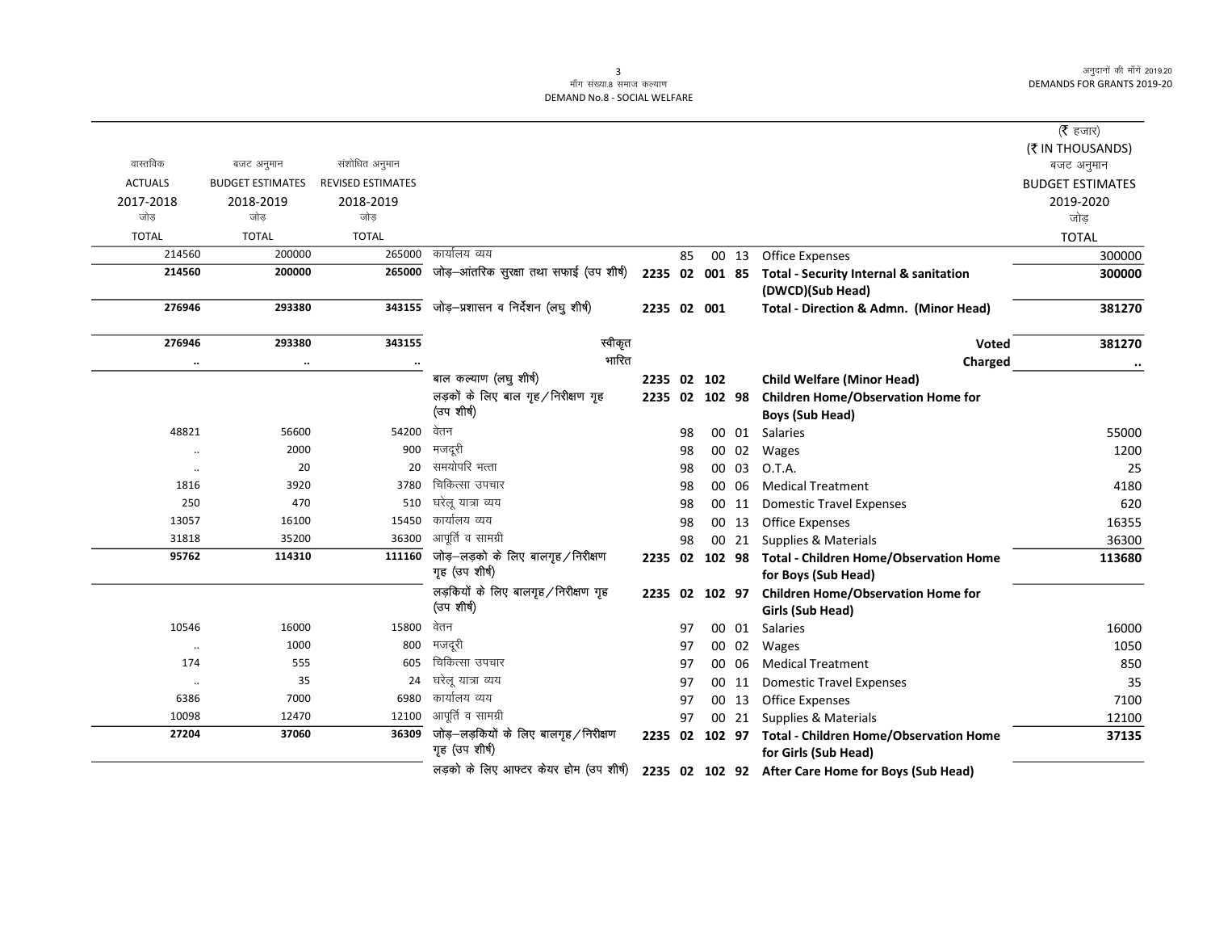मॉँग संख्या.8 समाज कल्याण
DEMAND No.8 - SOCIAL WELFARE

| वास्तविक ACTUALS 2017-2018 जोड़ TOTAL | बजट अनुमान BUDGET ESTIMATES 2018-2019 जोड़ TOTAL | संशोधित अनुमान REVISED ESTIMATES 2018-2019 जोड़ TOTAL | | | | | | | (₹ हजार) (₹ IN THOUSANDS) बजट अनुमान BUDGET ESTIMATES 2019-2020 जोड़ TOTAL |
|---|---|---|---|---|---|---|---|---|---|
| 214560 | 200000 | 265000 | कार्यालय व्यय | | 85 | 00 | 13 | Office Expenses | 300000 |
| **214560** | **200000** | **265000** | **जोड़–आंतरिक सुरक्षा तथा सफाई (उप शीर्ष)** | **2235 02** | **001** | **85** | | **Total - Security Internal & sanitation (DWCD)(Sub Head)** | **300000** |
| **276946** | **293380** | **343155** | **जोड़–प्रशासन व निर्देशन (लघु शीर्ष)** | **2235 02** | **001** | | | **Total - Direction & Admn. (Minor Head)** | **381270** |
| **276946** | **293380** | **343155** | स्वीकृत | | | | | **Voted** | **381270** |
| .. | .. | .. | भारित | | | | | **Charged** | .. |
| | | | बाल कल्याण (लघु शीर्ष) | **2235 02** | **102** | | | **Child Welfare (Minor Head)** | |
| | | | लड़कों के लिए बाल गृह/निरीक्षण गृह (उप शीर्ष) | **2235 02** | **102** | **98** | | **Children Home/Observation Home for Boys (Sub Head)** | |
| 48821 | 56600 | 54200 | वेतन | | 98 | 00 | 01 | Salaries | 55000 |
| .. | 2000 | 900 | मजदूरी | | 98 | 00 | 02 | Wages | 1200 |
| .. | 20 | 20 | समयोपरि भत्ता | | 98 | 00 | 03 | O.T.A. | 25 |
| 1816 | 3920 | 3780 | चिकित्सा उपचार | | 98 | 00 | 06 | Medical Treatment | 4180 |
| 250 | 470 | 510 | घरेलू यात्रा व्यय | | 98 | 00 | 11 | Domestic Travel Expenses | 620 |
| 13057 | 16100 | 15450 | कार्यालय व्यय | | 98 | 00 | 13 | Office Expenses | 16355 |
| 31818 | 35200 | 36300 | आपूर्ति व सामग्री | | 98 | 00 | 21 | Supplies & Materials | 36300 |
| **95762** | **114310** | **111160** | **जोड़–लड़को के लिए बालगृह/निरीक्षण गृह (उप शीर्ष)** | **2235 02** | **102** | **98** | | **Total - Children Home/Observation Home for Boys (Sub Head)** | **113680** |
| | | | लड़कियों के लिए बालगृह/निरीक्षण गृह (उप शीर्ष) | **2235 02** | **102** | **97** | | **Children Home/Observation Home for Girls (Sub Head)** | |
| 10546 | 16000 | 15800 | वेतन | | 97 | 00 | 01 | Salaries | 16000 |
| .. | 1000 | 800 | मजदूरी | | 97 | 00 | 02 | Wages | 1050 |
| 174 | 555 | 605 | चिकित्सा उपचार | | 97 | 00 | 06 | Medical Treatment | 850 |
| .. | 35 | 24 | घरेलू यात्रा व्यय | | 97 | 00 | 11 | Domestic Travel Expenses | 35 |
| 6386 | 7000 | 6980 | कार्यालय व्यय | | 97 | 00 | 13 | Office Expenses | 7100 |
| 10098 | 12470 | 12100 | आपूर्ति व सामग्री | | 97 | 00 | 21 | Supplies & Materials | 12100 |
| **27204** | **37060** | **36309** | **जोड़–लड़कियों के लिए बालगृह/निरीक्षण गृह (उप शीर्ष)** | **2235 02** | **102** | **97** | | **Total - Children Home/Observation Home for Girls (Sub Head)** | **37135** |
| | | | लड़को के लिए आफ्टर केयर होम (उप शीर्ष) | **2235 02** | **102** | **92** | | **After Care Home for Boys (Sub Head)** | |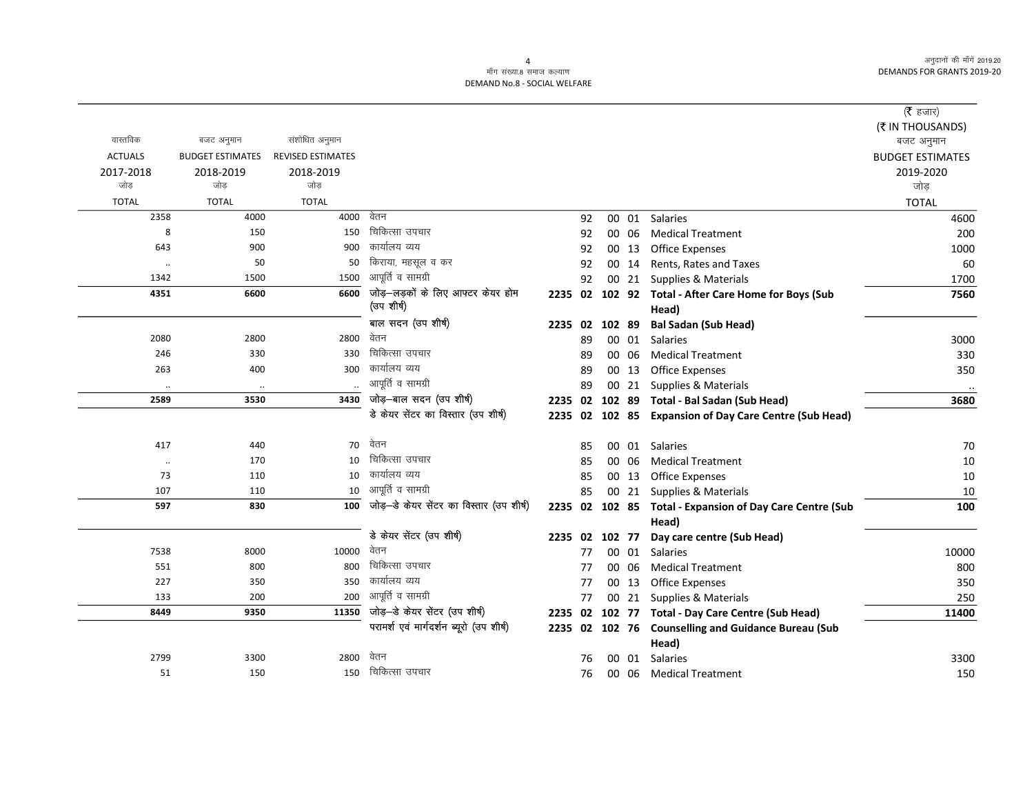| वास्तविक ACTUALS 2017-2018 जोड़ TOTAL | बजट अनुमान BUDGET ESTIMATES 2018-2019 जोड़ TOTAL | संशोधित अनुमान REVISED ESTIMATES 2018-2019 जोड़ TOTAL | | | | | | | | (₹ हजार) (₹ IN THOUSANDS) बजट अनुमान BUDGET ESTIMATES 2019-2020 जोड़ TOTAL |
|---|---|---|---|---|---|---|---|---|---|---|
| 2358 | 4000 | 4000 | वेतन | | | | 92 | 00 01 | Salaries | 4600 |
| 8 | 150 | 150 | चिकित्सा उपचार | | | | 92 | 00 06 | Medical Treatment | 200 |
| 643 | 900 | 900 | कार्यालय व्यय | | | | 92 | 00 13 | Office Expenses | 1000 |
| .. | 50 | 50 | किराया, महसूल व कर | | | | 92 | 00 14 | Rents, Rates and Taxes | 60 |
| 1342 | 1500 | 1500 | आपूर्ति व सामग्री | | | | 92 | 00 21 | Supplies & Materials | 1700 |
| **4351** | **6600** | **6600** | **जोड़–लड़कों के लिए आफ्टर केयर होम (उप शीर्ष)** | **2235** | **02** | **102** | **92** | | **Total - After Care Home for Boys (Sub Head)** | **7560** |
| | | | **बाल सदन (उप शीर्ष)** | **2235** | **02** | **102** | **89** | | **Bal Sadan (Sub Head)** | |
| 2080 | 2800 | 2800 | वेतन | | | | 89 | 00 01 | Salaries | 3000 |
| 246 | 330 | 330 | चिकित्सा उपचार | | | | 89 | 00 06 | Medical Treatment | 330 |
| 263 | 400 | 300 | कार्यालय व्यय | | | | 89 | 00 13 | Office Expenses | 350 |
| .. | .. | .. | आपूर्ति व सामग्री | | | | 89 | 00 21 | Supplies & Materials | .. |
| **2589** | **3530** | **3430** | **जोड़–बाल सदन (उप शीर्ष)** | **2235** | **02** | **102** | **89** | | **Total - Bal Sadan (Sub Head)** | **3680** |
| | | | **डे केयर सेंटर का विस्तार (उप शीर्ष)** | **2235** | **02** | **102** | **85** | | **Expansion of Day Care Centre (Sub Head)** | |
| 417 | 440 | 70 | वेतन | | | | 85 | 00 01 | Salaries | 70 |
| .. | 170 | 10 | चिकित्सा उपचार | | | | 85 | 00 06 | Medical Treatment | 10 |
| 73 | 110 | 10 | कार्यालय व्यय | | | | 85 | 00 13 | Office Expenses | 10 |
| 107 | 110 | 10 | आपूर्ति व सामग्री | | | | 85 | 00 21 | Supplies & Materials | 10 |
| **597** | **830** | **100** | **जोड़–डे केयर सेंटर का विस्तार (उप शीर्ष)** | **2235** | **02** | **102** | **85** | | **Total - Expansion of Day Care Centre (Sub Head)** | **100** |
| | | | **डे केयर सेंटर (उप शीर्ष)** | **2235** | **02** | **102** | **77** | | **Day care centre (Sub Head)** | |
| 7538 | 8000 | 10000 | वेतन | | | | 77 | 00 01 | Salaries | 10000 |
| 551 | 800 | 800 | चिकित्सा उपचार | | | | 77 | 00 06 | Medical Treatment | 800 |
| 227 | 350 | 350 | कार्यालय व्यय | | | | 77 | 00 13 | Office Expenses | 350 |
| 133 | 200 | 200 | आपूर्ति व सामग्री | | | | 77 | 00 21 | Supplies & Materials | 250 |
| **8449** | **9350** | **11350** | **जोड़–डे केयर सेंटर (उप शीर्ष)** | **2235** | **02** | **102** | **77** | | **Total - Day Care Centre (Sub Head)** | **11400** |
| | | | **परामर्श एवं मार्गदर्शन ब्यूरो (उप शीर्ष)** | **2235** | **02** | **102** | **76** | | **Counselling and Guidance Bureau (Sub Head)** | |
| 2799 | 3300 | 2800 | वेतन | | | | 76 | 00 01 | Salaries | 3300 |
| 51 | 150 | 150 | चिकित्सा उपचार | | | | 76 | 00 06 | Medical Treatment | 150 |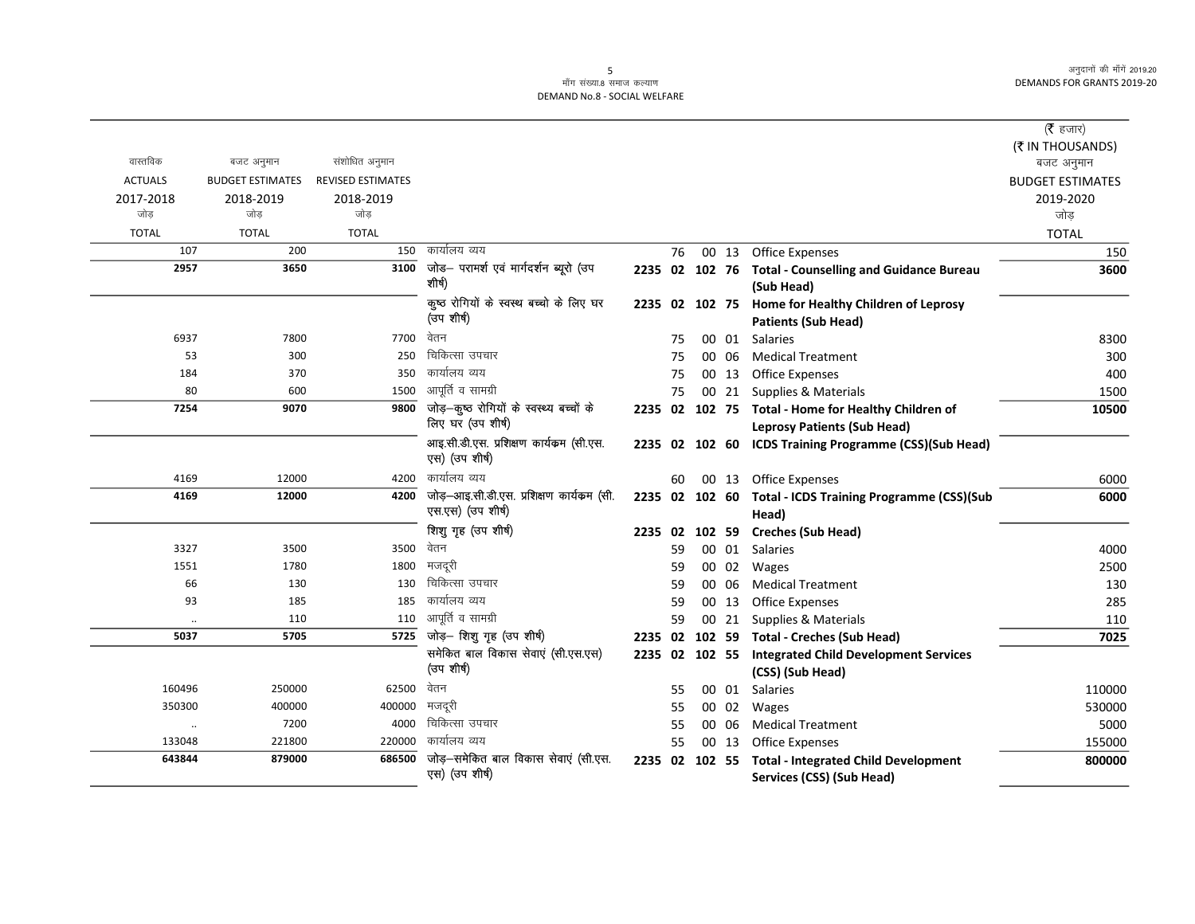मॉंग संख्या.8 समाज कल्याण
DEMAND No.8 - SOCIAL WELFARE

| वास्तविक ACTUALS 2017-2018 जोड़ TOTAL | बजट अनुमान BUDGET ESTIMATES 2018-2019 जोड़ TOTAL | संशोधित अनुमान REVISED ESTIMATES 2018-2019 जोड़ TOTAL | | | | | | | (₹ हजार) (₹ IN THOUSANDS) बजट अनुमान BUDGET ESTIMATES 2019-2020 जोड़ TOTAL |
|---|---|---|---|---|---|---|---|---|---|
| 107 | 200 | 150 | कार्यालय व्यय | | 76 | 00 | 13 | Office Expenses | 150 |
| **2957** | **3650** | **3100** | **जोड़– परामर्श एवं मार्गदर्शन ब्यूरो (उप शीर्ष)** | **2235 02 102** | **76** | | | **Total - Counselling and Guidance Bureau (Sub Head)** | **3600** |
| | | | कुष्ठ रोगियों के स्वस्थ बच्चो के लिए घर (उप शीर्ष) | **2235 02 102** | **75** | | | **Home for Healthy Children of Leprosy Patients (Sub Head)** | |
| 6937 | 7800 | 7700 | वेतन | | 75 | 00 | 01 | Salaries | 8300 |
| 53 | 300 | 250 | चिकित्सा उपचार | | 75 | 00 | 06 | Medical Treatment | 300 |
| 184 | 370 | 350 | कार्यालय व्यय | | 75 | 00 | 13 | Office Expenses | 400 |
| 80 | 600 | 1500 | आपूर्ति व सामग्री | | 75 | 00 | 21 | Supplies & Materials | 1500 |
| **7254** | **9070** | **9800** | **जोड़–कुष्ठ रोगियों के स्वस्थ्य बच्चों के लिए घर (उप शीर्ष)** | **2235 02 102** | **75** | | | **Total - Home for Healthy Children of Leprosy Patients (Sub Head)** | **10500** |
| | | | आइ.सी.डी.एस. प्रशिक्षण कार्यक्रम (सी.एस) (उप शीर्ष) | **2235 02 102** | **60** | | | **ICDS Training Programme (CSS)(Sub Head)** | |
| 4169 | 12000 | 4200 | कार्यालय व्यय | | 60 | 00 | 13 | Office Expenses | 6000 |
| **4169** | **12000** | **4200** | **जोड़–आइ.सी.डी.एस. प्रशिक्षण कार्यक्रम (सी.एस.एस) (उप शीर्ष)** | **2235 02 102** | **60** | | | **Total - ICDS Training Programme (CSS)(Sub Head)** | **6000** |
| | | | शिशु गृह (उप शीर्ष) | **2235 02 102** | **59** | | | **Creches (Sub Head)** | |
| 3327 | 3500 | 3500 | वेतन | | 59 | 00 | 01 | Salaries | 4000 |
| 1551 | 1780 | 1800 | मजदूरी | | 59 | 00 | 02 | Wages | 2500 |
| 66 | 130 | 130 | चिकित्सा उपचार | | 59 | 00 | 06 | Medical Treatment | 130 |
| 93 | 185 | 185 | कार्यालय व्यय | | 59 | 00 | 13 | Office Expenses | 285 |
| .. | 110 | 110 | आपूर्ति व सामग्री | | 59 | 00 | 21 | Supplies & Materials | 110 |
| **5037** | **5705** | **5725** | **जोड़– शिशु गृह (उप शीर्ष)** | **2235 02 102** | **59** | | | **Total - Creches (Sub Head)** | **7025** |
| | | | समेकित बाल विकास सेवाएं (सी.एस.एस) (उप शीर्ष) | **2235 02 102** | **55** | | | **Integrated Child Development Services (CSS) (Sub Head)** | |
| 160496 | 250000 | 62500 | वेतन | | 55 | 00 | 01 | Salaries | 110000 |
| 350300 | 400000 | 400000 | मजदूरी | | 55 | 00 | 02 | Wages | 530000 |
| .. | 7200 | 4000 | चिकित्सा उपचार | | 55 | 00 | 06 | Medical Treatment | 5000 |
| 133048 | 221800 | 220000 | कार्यालय व्यय | | 55 | 00 | 13 | Office Expenses | 155000 |
| **643844** | **879000** | **686500** | **जोड़–समेकित बाल विकास सेवाएं (सी.एस.एस) (उप शीर्ष)** | **2235 02 102** | **55** | | | **Total - Integrated Child Development Services (CSS) (Sub Head)** | **800000** |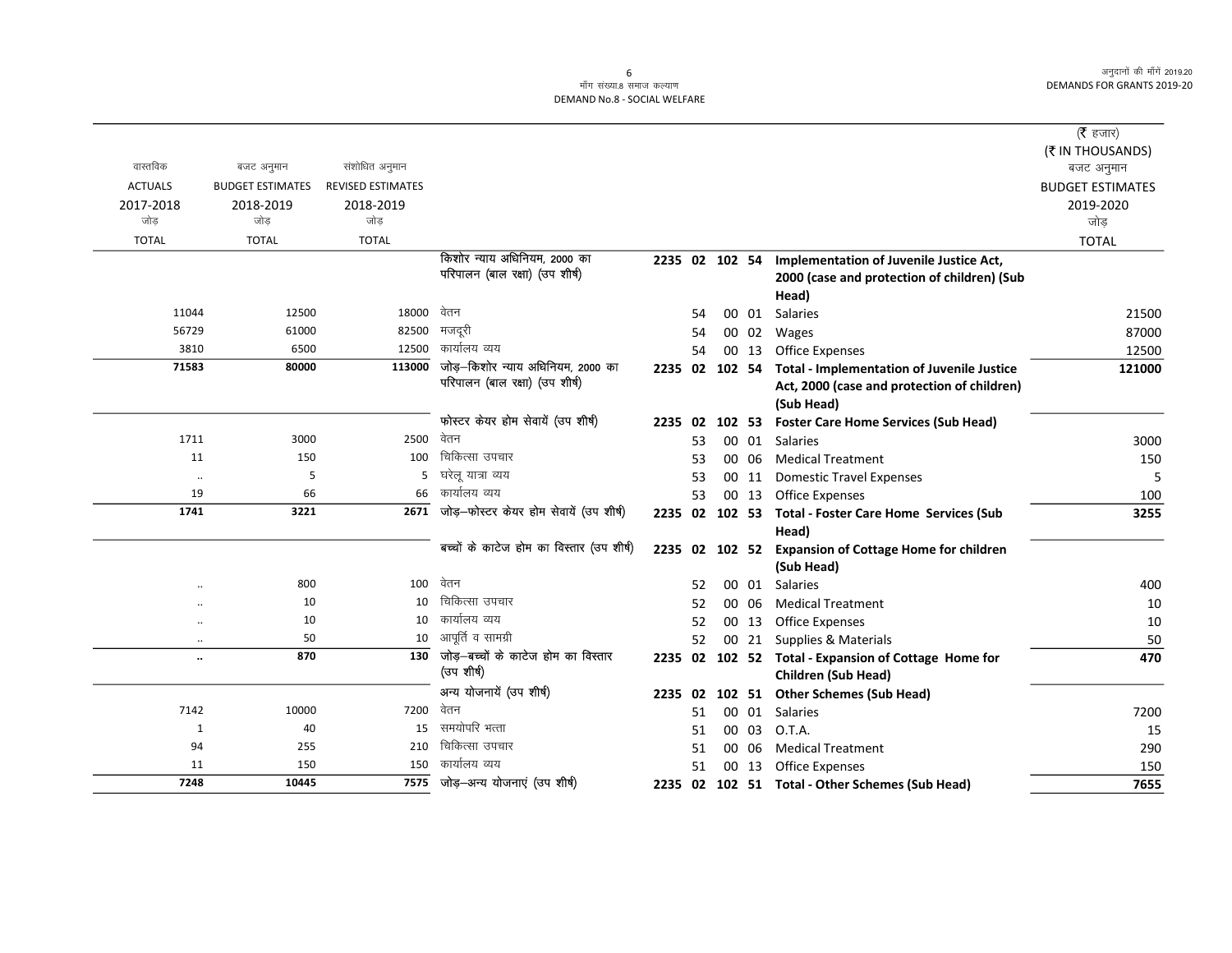माँग संख्या.8 समाज कल्याण
DEMAND No.8 - SOCIAL WELFARE

अनुदानों की माँगें 2019.20
DEMANDS FOR GRANTS 2019-20

(₹ हजार)
(₹ IN THOUSANDS)

| वास्तविक ACTUALS 2017-2018 जोड़ TOTAL | बजट अनुमान BUDGET ESTIMATES 2018-2019 जोड़ TOTAL | संशोधित अनुमान REVISED ESTIMATES 2018-2019 जोड़ TOTAL | | | | | | | बजट अनुमान BUDGET ESTIMATES 2019-2020 जोड़ TOTAL |
|---|---|---|---|---|---|---|---|---|---|
| | | | किशोर न्याय अधिनियम, 2000 का परिपालन (बाल रक्षा) (उप शीर्ष) | 2235 02 102 54 | | | | **Implementation of Juvenile Justice Act, 2000 (case and protection of children) (Sub Head)** | |
| 11044 | 12500 | 18000 | वेतन | | 54 | 00 | 01 | Salaries | 21500 |
| 56729 | 61000 | 82500 | मजदूरी | | 54 | 00 | 02 | Wages | 87000 |
| 3810 | 6500 | 12500 | कार्यालय व्यय | | 54 | 00 | 13 | Office Expenses | 12500 |
| **71583** | **80000** | **113000** | **जोड़–किशोर न्याय अधिनियम, 2000 का परिपालन (बाल रक्षा) (उप शीर्ष)** | **2235 02 102 54** | | | | **Total - Implementation of Juvenile Justice Act, 2000 (case and protection of children) (Sub Head)** | **121000** |
| | | | फोस्टर केयर होम सेवायें (उप शीर्ष) | 2235 02 102 53 | | | | **Foster Care Home Services (Sub Head)** | |
| 1711 | 3000 | 2500 | वेतन | | 53 | 00 | 01 | Salaries | 3000 |
| 11 | 150 | 100 | चिकित्सा उपचार | | 53 | 00 | 06 | Medical Treatment | 150 |
| .. | 5 | 5 | घरेलू यात्रा व्यय | | 53 | 00 | 11 | Domestic Travel Expenses | 5 |
| 19 | 66 | 66 | कार्यालय व्यय | | 53 | 00 | 13 | Office Expenses | 100 |
| **1741** | **3221** | **2671** | **जोड़–फोस्टर केयर होम सेवायें (उप शीर्ष)** | **2235 02 102 53** | | | | **Total - Foster Care Home Services (Sub Head)** | **3255** |
| | | | बच्चों के काटेज होम का विस्तार (उप शीर्ष) | 2235 02 102 52 | | | | **Expansion of Cottage Home for children (Sub Head)** | |
| .. | 800 | 100 | वेतन | | 52 | 00 | 01 | Salaries | 400 |
| .. | 10 | 10 | चिकित्सा उपचार | | 52 | 00 | 06 | Medical Treatment | 10 |
| .. | 10 | 10 | कार्यालय व्यय | | 52 | 00 | 13 | Office Expenses | 10 |
| .. | 50 | 10 | आपूर्ति व सामग्री | | 52 | 00 | 21 | Supplies & Materials | 50 |
| **..** | **870** | **130** | **जोड़–बच्चों के काटेज होम का विस्तार (उप शीर्ष)** | **2235 02 102 52** | | | | **Total - Expansion of Cottage Home for Children (Sub Head)** | **470** |
| | | | अन्य योजनायें (उप शीर्ष) | 2235 02 102 51 | | | | **Other Schemes (Sub Head)** | |
| 7142 | 10000 | 7200 | वेतन | | 51 | 00 | 01 | Salaries | 7200 |
| 1 | 40 | 15 | समयोपरि भत्ता | | 51 | 00 | 03 | O.T.A. | 15 |
| 94 | 255 | 210 | चिकित्सा उपचार | | 51 | 00 | 06 | Medical Treatment | 290 |
| 11 | 150 | 150 | कार्यालय व्यय | | 51 | 00 | 13 | Office Expenses | 150 |
| **7248** | **10445** | **7575** | **जोड़–अन्य योजनाएं (उप शीर्ष)** | **2235 02 102 51** | | | | **Total - Other Schemes (Sub Head)** | **7655** |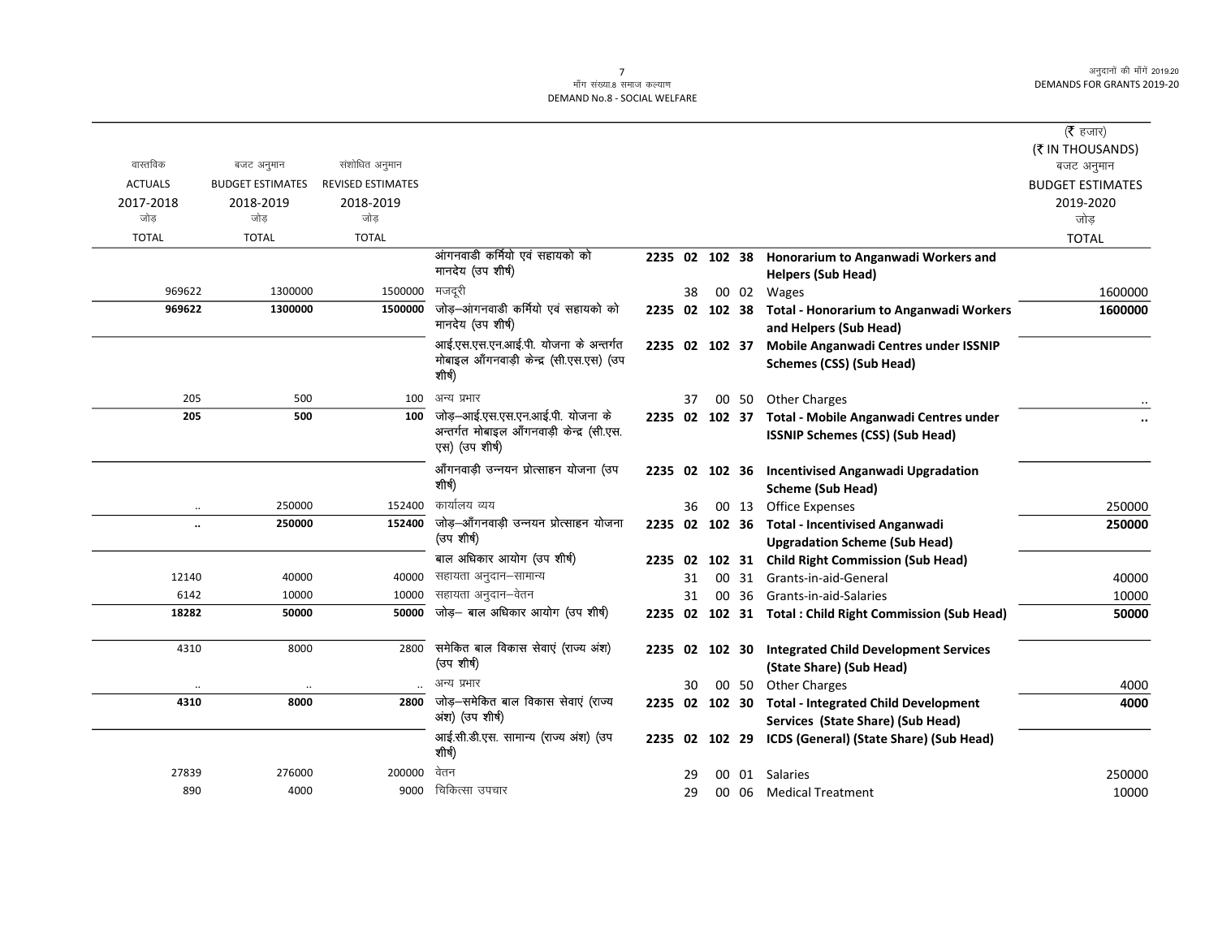माँग संख्या.8 समाज कल्याण
DEMAND No.8 - SOCIAL WELFARE

| वास्तविक ACTUALS 2017-2018 जोड़ TOTAL | बजट अनुमान BUDGET ESTIMATES 2018-2019 जोड़ TOTAL | संशोधित अनुमान REVISED ESTIMATES 2018-2019 जोड़ TOTAL | | | | (₹ हजार) (₹ IN THOUSANDS) बजट अनुमान BUDGET ESTIMATES 2019-2020 जोड़ TOTAL |
|---|---|---|---|---|---|---|
| | | | आंगनवाडी कर्मियो एवं सहायको को मानदेय (उप शीर्ष) | 2235 02 102 38 | Honorarium to Anganwadi Workers and Helpers (Sub Head) | |
| 969622 | 1300000 | 1500000 | मजदूरी | 38 00 02 | Wages | 1600000 |
| **969622** | **1300000** | **1500000** | जोड़–आंगनवाडी कर्मियो एवं सहायको को मानदेय (उप शीर्ष) | **2235 02 102 38** | **Total - Honorarium to Anganwadi Workers and Helpers (Sub Head)** | **1600000** |
| | | | आई.एस.एस.एन.आई.पी. योजना के अन्तर्गत मोबाइल आँगनवाड़ी केन्द्र (सी.एस.एस) (उप शीर्ष) | 2235 02 102 37 | Mobile Anganwadi Centres under ISSNIP Schemes (CSS) (Sub Head) | |
| 205 | 500 | 100 | अन्य प्रभार | 37 00 50 | Other Charges | .. |
| **205** | **500** | **100** | जोड़–आई.एस.एस.एन.आई.पी. योजना के अन्तर्गत मोबाइल आँगनवाड़ी केन्द्र (सी.एस. एस) (उप शीर्ष) | **2235 02 102 37** | **Total - Mobile Anganwadi Centres under ISSNIP Schemes (CSS) (Sub Head)** | **..** |
| | | | आँगनवाड़ी उन्नयन प्रोत्साहन योजना (उप शीर्ष) | 2235 02 102 36 | Incentivised Anganwadi Upgradation Scheme (Sub Head) | |
| .. | 250000 | 152400 | कार्यालय व्यय | 36 00 13 | Office Expenses | 250000 |
| **..** | **250000** | **152400** | जोड़–आँगनवाड़ी उन्नयन प्रोत्साहन योजना (उप शीर्ष) | **2235 02 102 36** | **Total - Incentivised Anganwadi Upgradation Scheme (Sub Head)** | **250000** |
| | | | बाल अधिकार आयोग (उप शीर्ष) | 2235 02 102 31 | Child Right Commission (Sub Head) | |
| 12140 | 40000 | 40000 | सहायता अनुदान–सामान्य | 31 00 31 | Grants-in-aid-General | 40000 |
| 6142 | 10000 | 10000 | सहायता अनुदान–वेतन | 31 00 36 | Grants-in-aid-Salaries | 10000 |
| **18282** | **50000** | **50000** | जोड़– बाल अधिकार आयोग (उप शीर्ष) | **2235 02 102 31** | **Total : Child Right Commission (Sub Head)** | **50000** |
| 4310 | 8000 | 2800 | समेकित बाल विकास सेवाएं (राज्य अंश) (उप शीर्ष) | 2235 02 102 30 | Integrated Child Development Services (State Share) (Sub Head) | |
| .. | .. | .. | अन्य प्रभार | 30 00 50 | Other Charges | 4000 |
| **4310** | **8000** | **2800** | जोड़–समेकित बाल विकास सेवाएं (राज्य अंश) (उप शीर्ष) | **2235 02 102 30** | **Total - Integrated Child Development Services (State Share) (Sub Head)** | **4000** |
| | | | आई.सी.डी.एस. सामान्य (राज्य अंश) (उप शीर्ष) | 2235 02 102 29 | ICDS (General) (State Share) (Sub Head) | |
| 27839 | 276000 | 200000 | वेतन | 29 00 01 | Salaries | 250000 |
| 890 | 4000 | 9000 | चिकित्सा उपचार | 29 00 06 | Medical Treatment | 10000 |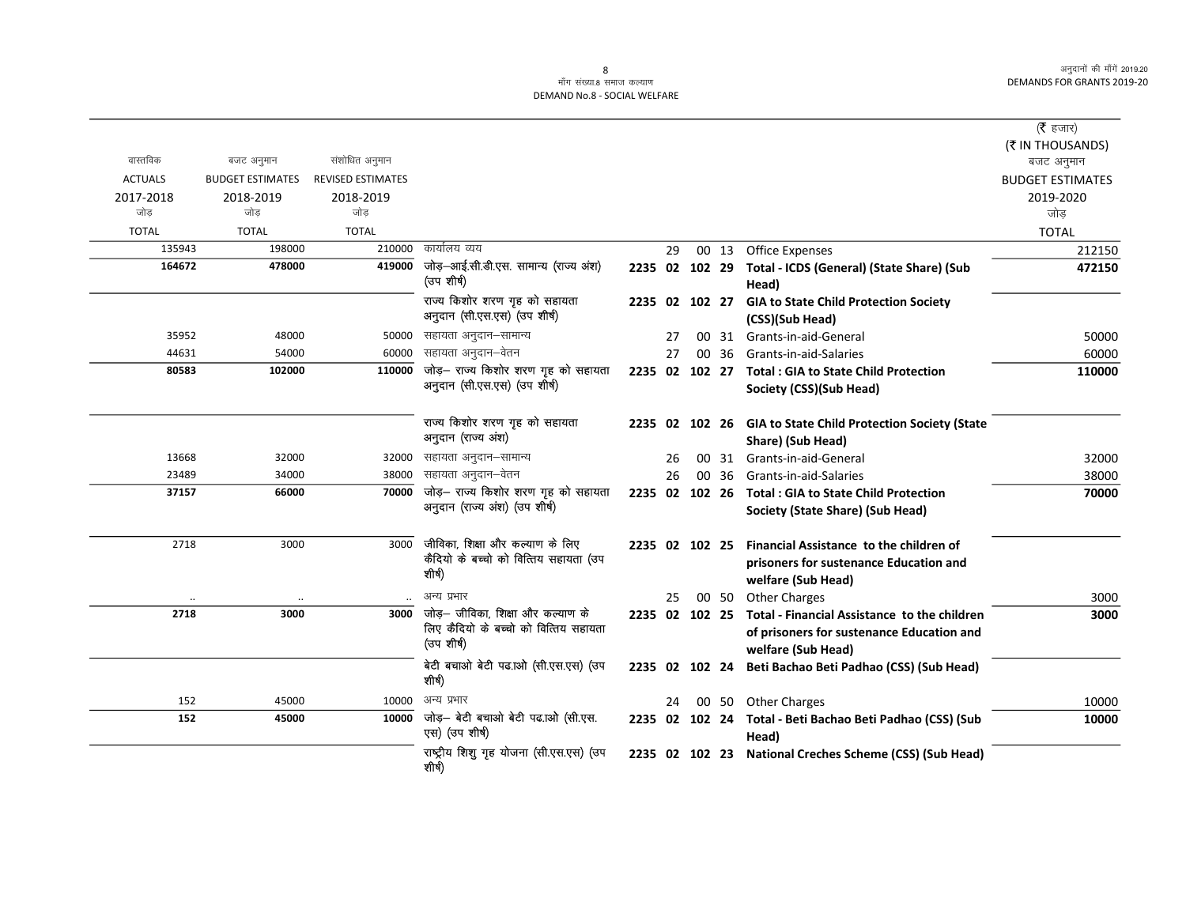माँग संख्या.8 समाज कल्याण
DEMAND No.8 - SOCIAL WELFARE

अनुदानों की माँगें 2019.20
DEMANDS FOR GRANTS 2019-20

(₹ हजार)
(₹ IN THOUSANDS)

| वास्तविक ACTUALS 2017-2018 जोड़ TOTAL | बजट अनुमान BUDGET ESTIMATES 2018-2019 जोड़ TOTAL | संशोधित अनुमान REVISED ESTIMATES 2018-2019 जोड़ TOTAL | | | | | | | बजट अनुमान BUDGET ESTIMATES 2019-2020 जोड़ TOTAL |
|---|---|---|---|---|---|---|---|---|---|
| 135943 | 198000 | 210000 | कार्यालय व्यय | | 29 | 00 | 13 | Office Expenses | 212150 |
| **164672** | **478000** | **419000** | जोड़–आई.सी.डी.एस. सामान्य (राज्य अंश) (उप शीर्ष) | **2235** | **02** | **102** | **29** | **Total - ICDS (General) (State Share) (Sub Head)** | **472150** |
| | | | राज्य किशोर शरण गृह को सहायता अनुदान (सी.एस.एस) (उप शीर्ष) | **2235** | **02** | **102** | **27** | **GIA to State Child Protection Society (CSS)(Sub Head)** | |
| 35952 | 48000 | 50000 | सहायता अनुदान–सामान्य | | 27 | 00 | 31 | Grants-in-aid-General | 50000 |
| 44631 | 54000 | 60000 | सहायता अनुदान–वेतन | | 27 | 00 | 36 | Grants-in-aid-Salaries | 60000 |
| **80583** | **102000** | **110000** | जोड़– राज्य किशोर शरण गृह को सहायता अनुदान (सी.एस.एस) (उप शीर्ष) | **2235** | **02** | **102** | **27** | **Total : GIA to State Child Protection Society (CSS)(Sub Head)** | **110000** |
| | | | राज्य किशोर शरण गृह को सहायता अनुदान (राज्य अंश) | **2235** | **02** | **102** | **26** | **GIA to State Child Protection Society (State Share) (Sub Head)** | |
| 13668 | 32000 | 32000 | सहायता अनुदान–सामान्य | | 26 | 00 | 31 | Grants-in-aid-General | 32000 |
| 23489 | 34000 | 38000 | सहायता अनुदान–वेतन | | 26 | 00 | 36 | Grants-in-aid-Salaries | 38000 |
| **37157** | **66000** | **70000** | जोड़– राज्य किशोर शरण गृह को सहायता अनुदान (राज्य अंश) (उप शीर्ष) | **2235** | **02** | **102** | **26** | **Total : GIA to State Child Protection Society (State Share) (Sub Head)** | **70000** |
| 2718 | 3000 | 3000 | जीविका, शिक्षा और कल्याण के लिए कैदियो के बच्चो को वित्तिय सहायता (उप शीर्ष) | **2235** | **02** | **102** | **25** | **Financial Assistance to the children of prisoners for sustenance Education and welfare (Sub Head)** | |
| .. | .. | .. | अन्य प्रभार | | 25 | 00 | 50 | Other Charges | 3000 |
| **2718** | **3000** | **3000** | जोड़– जीविका, शिक्षा और कल्याण के लिए कैदियो के बच्चो को वित्तिय सहायता (उप शीर्ष) | **2235** | **02** | **102** | **25** | **Total - Financial Assistance to the children of prisoners for sustenance Education and welfare (Sub Head)** | **3000** |
| | | | बेटी बचाओ बेटी पढ़ाओ (सी.एस.एस) (उप शीर्ष) | **2235** | **02** | **102** | **24** | **Beti Bachao Beti Padhao (CSS) (Sub Head)** | |
| 152 | 45000 | 10000 | अन्य प्रभार | | 24 | 00 | 50 | Other Charges | 10000 |
| **152** | **45000** | **10000** | जोड़– बेटी बचाओ बेटी पढ़ाओ (सी.एस. एस) (उप शीर्ष) | **2235** | **02** | **102** | **24** | **Total - Beti Bachao Beti Padhao (CSS) (Sub Head)** | **10000** |
| | | | राष्ट्रीय शिशु गृह योजना (सी.एस.एस) (उप शीर्ष) | **2235** | **02** | **102** | **23** | **National Creches Scheme (CSS) (Sub Head)** | |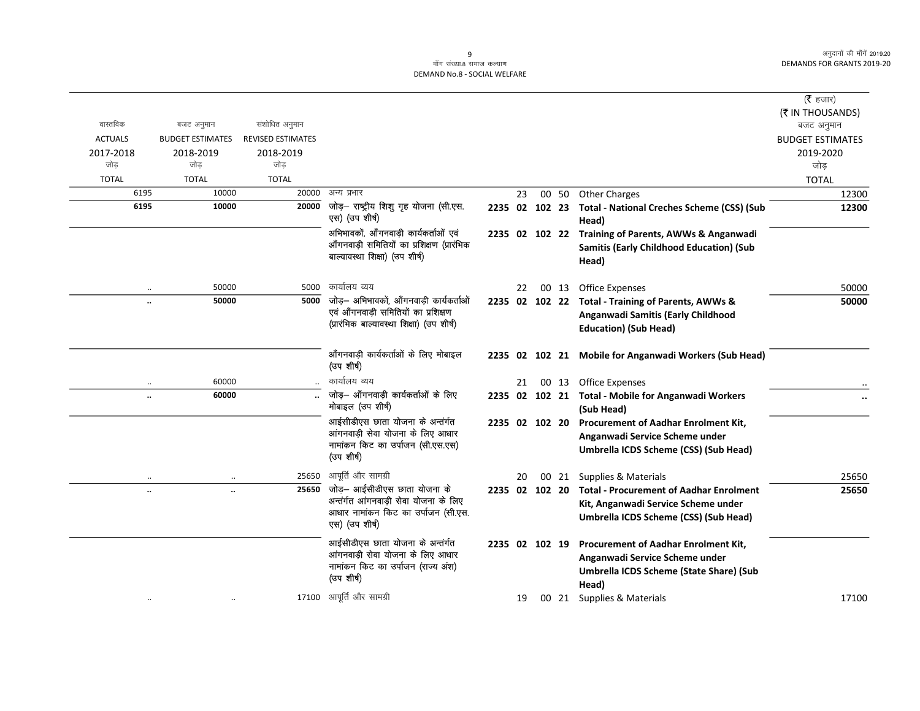माँग संख्या.8 समाज कल्याण
DEMAND No.8 - SOCIAL WELFARE

| वास्तविक ACTUALS 2017-2018 जोड़ TOTAL | बजट अनुमान BUDGET ESTIMATES 2018-2019 जोड़ TOTAL | संशोधित अनुमान REVISED ESTIMATES 2018-2019 जोड़ TOTAL | | | | | | | (₹ हजार) (₹ IN THOUSANDS) बजट अनुमान BUDGET ESTIMATES 2019-2020 जोड़ TOTAL |
|---|---|---|---|---|---|---|---|---|---|
| 6195 | 10000 | 20000 | अन्य प्रभार | | 23 | 00 | 50 | Other Charges | 12300 |
| **6195** | **10000** | **20000** | जोड़– राष्ट्रीय शिशु गृह योजना (सी.एस.एस) (उप शीर्ष) | **2235 02 102** | **23** | | | **Total - National Creches Scheme (CSS) (Sub Head)** | **12300** |
| | | | अभिभावकों, आँगनवाड़ी कार्यकर्ताओं एवं आँगनवाड़ी समितियों का प्रशिक्षण (प्रारंभिक बाल्यावस्था शिक्षा) (उप शीर्ष) | **2235 02 102** | **22** | | | **Training of Parents, AWWs & Anganwadi Samitis (Early Childhood Education) (Sub Head)** | |
| .. | 50000 | 5000 | कार्यालय व्यय | | 22 | 00 | 13 | Office Expenses | 50000 |
| **..** | **50000** | **5000** | जोड़– अभिभावकों, आँगनवाड़ी कार्यकर्ताओं एवं आँगनवाड़ी समितियों का प्रशिक्षण (प्रारंभिक बाल्यावस्था शिक्षा) (उप शीर्ष) | **2235 02 102** | **22** | | | **Total - Training of Parents, AWWs & Anganwadi Samitis (Early Childhood Education) (Sub Head)** | **50000** |
| | | | आँगनवाड़ी कार्यकर्ताओं के लिए मोबाइल (उप शीर्ष) | **2235 02 102** | **21** | | | **Mobile for Anganwadi Workers (Sub Head)** | |
| .. | 60000 | .. | कार्यालय व्यय | | 21 | 00 | 13 | Office Expenses | .. |
| **..** | **60000** | **..** | जोड़– आँगनवाड़ी कार्यकर्ताओं के लिए मोबाइल (उप शीर्ष) | **2235 02 102** | **21** | | | **Total - Mobile for Anganwadi Workers (Sub Head)** | **..** |
| | | | आईसीडीएस छाता योजना के अन्तंर्गत आंगनवाड़ी सेवा योजना के लिए आधार नामांकन किट का उर्पाजन (सी.एस.एस) (उप शीर्ष) | **2235 02 102** | **20** | | | **Procurement of Aadhar Enrolment Kit, Anganwadi Service Scheme under Umbrella ICDS Scheme (CSS) (Sub Head)** | |
| .. | .. | 25650 | आपूर्ति और सामग्री | | 20 | 00 | 21 | Supplies & Materials | 25650 |
| **..** | **..** | **25650** | जोड़– आईसीडीएस छाता योजना के अन्तंर्गत आंगनवाड़ी सेवा योजना के लिए आधार नामांकन किट का उर्पाजन (सी.एस.एस) (उप शीर्ष) | **2235 02 102** | **20** | | | **Total - Procurement of Aadhar Enrolment Kit, Anganwadi Service Scheme under Umbrella ICDS Scheme (CSS) (Sub Head)** | **25650** |
| | | | आईसीडीएस छाता योजना के अन्तंर्गत आंगनवाड़ी सेवा योजना के लिए आधार नामांकन किट का उर्पाजन (राज्य अंश) (उप शीर्ष) | **2235 02 102** | **19** | | | **Procurement of Aadhar Enrolment Kit, Anganwadi Service Scheme under Umbrella ICDS Scheme (State Share) (Sub Head)** | |
| .. | .. | 17100 | आपूर्ति और सामग्री | | 19 | 00 | 21 | Supplies & Materials | 17100 |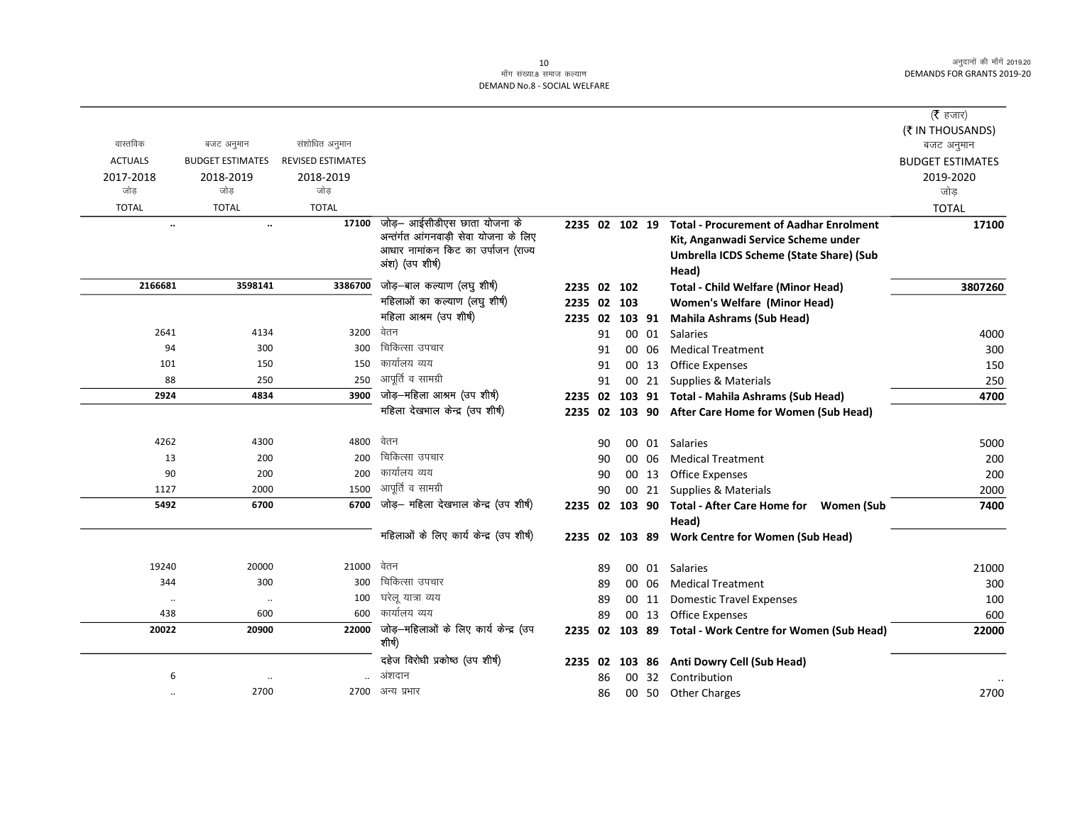माँग संख्या.8 समाज कल्याण
DEMAND No.8 - SOCIAL WELFARE

| वास्तविक ACTUALS 2017-2018 जोड़ TOTAL | बजट अनुमान BUDGET ESTIMATES 2018-2019 जोड़ TOTAL | संशोधित अनुमान REVISED ESTIMATES 2018-2019 जोड़ TOTAL | | | | (₹ हजार) (₹ IN THOUSANDS) बजट अनुमान BUDGET ESTIMATES 2019-2020 जोड़ TOTAL |
|---|---|---|---|---|---|---|
| .. | .. | 17100 | जोड़– आईसीडीएस छाता योजना के अन्तर्गत आंगनवाड़ी सेवा योजना के लिए आधार नामांकन किट का उर्पाजन (राज्य अंश) (उप शीर्ष) | 2235 02 102 19 | **Total - Procurement of Aadhar Enrolment Kit, Anganwadi Service Scheme under Umbrella ICDS Scheme (State Share) (Sub Head)** | 17100 |
| 2166681 | 3598141 | 3386700 | जोड़–बाल कल्याण (लघु शीर्ष) | 2235 02 102 | **Total - Child Welfare (Minor Head)** | 3807260 |
| | | | महिलाओं का कल्याण (लघु शीर्ष) | 2235 02 103 | **Women's Welfare (Minor Head)** | |
| | | | महिला आश्रम (उप शीर्ष) | 2235 02 103 91 | **Mahila Ashrams (Sub Head)** | |
| 2641 | 4134 | 3200 | वेतन | 91 00 01 | Salaries | 4000 |
| 94 | 300 | 300 | चिकित्सा उपचार | 91 00 06 | Medical Treatment | 300 |
| 101 | 150 | 150 | कार्यालय व्यय | 91 00 13 | Office Expenses | 150 |
| 88 | 250 | 250 | आपूर्ति व सामग्री | 91 00 21 | Supplies & Materials | 250 |
| 2924 | 4834 | 3900 | जोड़–महिला आश्रम (उप शीर्ष) | 2235 02 103 91 | **Total - Mahila Ashrams (Sub Head)** | 4700 |
| | | | महिला देखभाल केन्द्र (उप शीर्ष) | 2235 02 103 90 | **After Care Home for Women (Sub Head)** | |
| 4262 | 4300 | 4800 | वेतन | 90 00 01 | Salaries | 5000 |
| 13 | 200 | 200 | चिकित्सा उपचार | 90 00 06 | Medical Treatment | 200 |
| 90 | 200 | 200 | कार्यालय व्यय | 90 00 13 | Office Expenses | 200 |
| 1127 | 2000 | 1500 | आपूर्ति व सामग्री | 90 00 21 | Supplies & Materials | 2000 |
| 5492 | 6700 | 6700 | जोड़– महिला देखभाल केन्द्र (उप शीर्ष) | 2235 02 103 90 | **Total - After Care Home for Women (Sub Head)** | 7400 |
| | | | महिलाओं के लिए कार्य केन्द्र (उप शीर्ष) | 2235 02 103 89 | **Work Centre for Women (Sub Head)** | |
| 19240 | 20000 | 21000 | वेतन | 89 00 01 | Salaries | 21000 |
| 344 | 300 | 300 | चिकित्सा उपचार | 89 00 06 | Medical Treatment | 300 |
| .. | .. | 100 | घरेलू यात्रा व्यय | 89 00 11 | Domestic Travel Expenses | 100 |
| 438 | 600 | 600 | कार्यालय व्यय | 89 00 13 | Office Expenses | 600 |
| 20022 | 20900 | 22000 | जोड़–महिलाओं के लिए कार्य केन्द्र (उप शीर्ष) | 2235 02 103 89 | **Total - Work Centre for Women (Sub Head)** | 22000 |
| | | | दहेज विरोधी प्रकोष्ठ (उप शीर्ष) | 2235 02 103 86 | **Anti Dowry Cell (Sub Head)** | |
| 6 | .. | .. | अंशदान | 86 00 32 | Contribution | .. |
| .. | 2700 | 2700 | अन्य प्रभार | 86 00 50 | Other Charges | 2700 |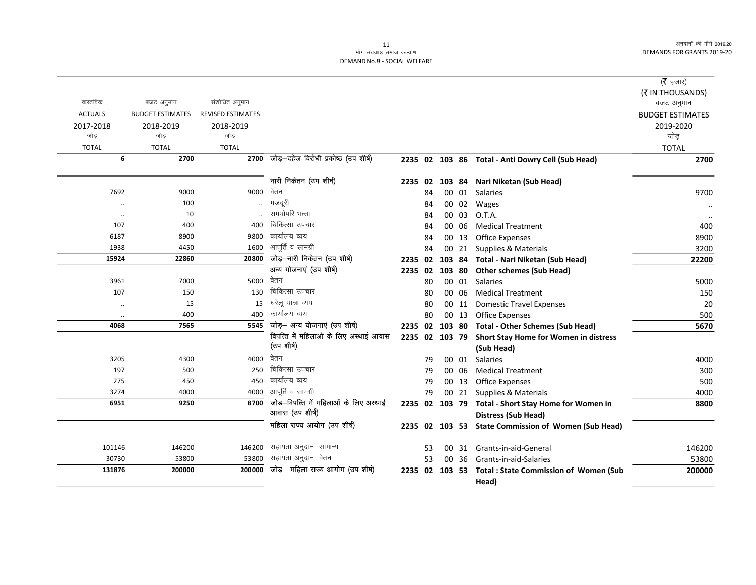(₹ हजार)
(₹ IN THOUSANDS)

| वास्तविक ACTUALS 2017-2018 जोड़ TOTAL | बजट अनुमान BUDGET ESTIMATES 2018-2019 जोड़ TOTAL | संशोधित अनुमान REVISED ESTIMATES 2018-2019 जोड़ TOTAL | | | | | | | | बजट अनुमान BUDGET ESTIMATES 2019-2020 जोड़ TOTAL |
|---|---|---|---|---|---|---|---|---|---|---|
| 6 | 2700 | 2700 | जोड़–दहेज विरोधी प्रकोष्ठ (उप शीर्ष) | 2235 | 02 | 103 | 86 | | **Total - Anti Dowry Cell (Sub Head)** | 2700 |
| | | | नारी निकेतन (उप शीर्ष) | 2235 | 02 | 103 | 84 | | **Nari Niketan (Sub Head)** | |
| 7692 | 9000 | 9000 | वेतन | | 84 | 00 | 01 | | Salaries | 9700 |
| .. | 100 | .. | मजदूरी | | 84 | 00 | 02 | | Wages | .. |
| .. | 10 | .. | समयोपरि भत्ता | | 84 | 00 | 03 | | O.T.A. | .. |
| 107 | 400 | 400 | चिकित्सा उपचार | | 84 | 00 | 06 | | Medical Treatment | 400 |
| 6187 | 8900 | 9800 | कार्यालय व्यय | | 84 | 00 | 13 | | Office Expenses | 8900 |
| 1938 | 4450 | 1600 | आपूर्ति व सामग्री | | 84 | 00 | 21 | | Supplies & Materials | 3200 |
| 15924 | 22860 | 20800 | जोड़–नारी निकेतन (उप शीर्ष) | 2235 | 02 | 103 | 84 | | **Total - Nari Niketan (Sub Head)** | 22200 |
| | | | अन्य योजनाएं (उप शीर्ष) | 2235 | 02 | 103 | 80 | | **Other schemes (Sub Head)** | |
| 3961 | 7000 | 5000 | वेतन | | 80 | 00 | 01 | | Salaries | 5000 |
| 107 | 150 | 130 | चिकित्सा उपचार | | 80 | 00 | 06 | | Medical Treatment | 150 |
| .. | 15 | 15 | घरेलू यात्रा व्यय | | 80 | 00 | 11 | | Domestic Travel Expenses | 20 |
| .. | 400 | 400 | कार्यालय व्यय | | 80 | 00 | 13 | | Office Expenses | 500 |
| 4068 | 7565 | 5545 | जोड़– अन्य योजनाएं (उप शीर्ष) | 2235 | 02 | 103 | 80 | | **Total - Other Schemes (Sub Head)** | 5670 |
| | | | विपत्ति में महिलाओं के लिए अस्थाई आवास (उप शीर्ष) | 2235 | 02 | 103 | 79 | | **Short Stay Home for Women in distress (Sub Head)** | |
| 3205 | 4300 | 4000 | वेतन | | 79 | 00 | 01 | | Salaries | 4000 |
| 197 | 500 | 250 | चिकित्सा उपचार | | 79 | 00 | 06 | | Medical Treatment | 300 |
| 275 | 450 | 450 | कार्यालय व्यय | | 79 | 00 | 13 | | Office Expenses | 500 |
| 3274 | 4000 | 4000 | आपूर्ति व सामग्री | | 79 | 00 | 21 | | Supplies & Materials | 4000 |
| 6951 | 9250 | 8700 | जोड–विपत्ति में महिलाओं के लिए अस्थाई आवास (उप शीर्ष) | 2235 | 02 | 103 | 79 | | **Total - Short Stay Home for Women in Distress (Sub Head)** | 8800 |
| | | | महिला राज्य आयोग (उप शीर्ष) | 2235 | 02 | 103 | 53 | | **State Commission of Women (Sub Head)** | |
| 101146 | 146200 | 146200 | सहायता अनुदान–सामान्य | | 53 | 00 | 31 | | Grants-in-aid-General | 146200 |
| 30730 | 53800 | 53800 | सहायता अनुदान–वेतन | | 53 | 00 | 36 | | Grants-in-aid-Salaries | 53800 |
| 131876 | 200000 | 200000 | जोड़– महिला राज्य आयोग (उप शीर्ष) | 2235 | 02 | 103 | 53 | | **Total : State Commission of Women (Sub Head)** | 200000 |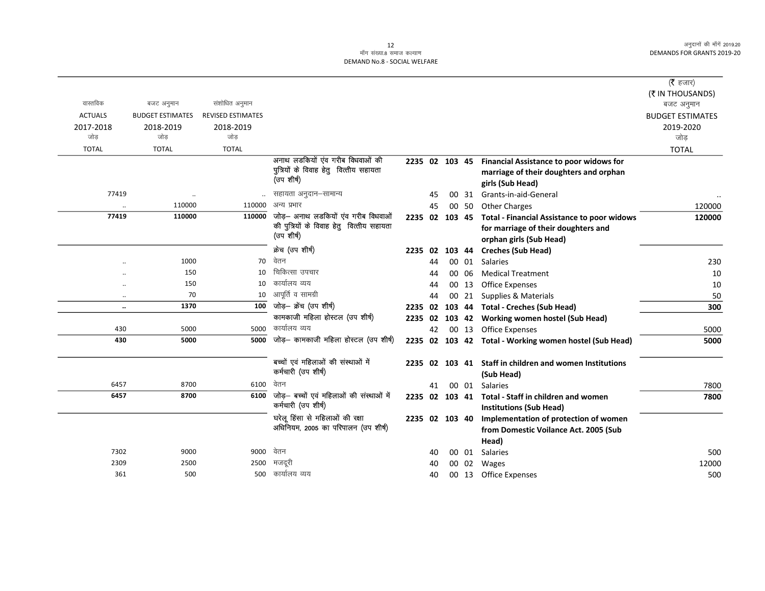मॉंग संख्या.8 समाज कल्याण
DEMAND No.8 - SOCIAL WELFARE

| वास्तविक ACTUALS 2017-2018 जोड़ TOTAL | बजट अनुमान BUDGET ESTIMATES 2018-2019 जोड़ TOTAL | संशोधित अनुमान REVISED ESTIMATES 2018-2019 जोड़ TOTAL | | | | | | | (₹ हजार) (₹ IN THOUSANDS) बजट अनुमान BUDGET ESTIMATES 2019-2020 जोड़ TOTAL |
|---|---|---|---|---|---|---|---|---|---|
| | | | अनाथ लडकियों एंव गरीब विधवाओं की पुत्रियों के विवाह हेतु वित्तीय सहायता (उप शीर्ष) | **2235** | **02** | **103** | **45** | **Financial Assistance to poor widows for marriage of their doughters and orphan girls (Sub Head)** | |
| 77419 | .. | .. | सहायता अनुदान–सामान्य | | 45 | 00 | 31 | Grants-in-aid-General | .. |
| .. | 110000 | 110000 | अन्य प्रभार | | 45 | 00 | 50 | Other Charges | 120000 |
| **77419** | **110000** | **110000** | जोड़– अनाथ लडकियों एंव गरीब विधवाओं की पुत्रियों के विवाह हेतु वित्तीय सहायता (उप शीर्ष) | **2235** | **02** | **103** | **45** | **Total - Financial Assistance to poor widows for marriage of their doughters and orphan girls (Sub Head)** | **120000** |
| | | | क्रेच (उप शीर्ष) | **2235** | **02** | **103** | **44** | **Creches (Sub Head)** | |
| .. | 1000 | 70 | वेतन | | 44 | 00 | 01 | Salaries | 230 |
| .. | 150 | 10 | चिकित्सा उपचार | | 44 | 00 | 06 | Medical Treatment | 10 |
| .. | 150 | 10 | कार्यालय व्यय | | 44 | 00 | 13 | Office Expenses | 10 |
| .. | 70 | 10 | आपूर्ति व सामग्री | | 44 | 00 | 21 | Supplies & Materials | 50 |
| **..** | **1370** | **100** | जोड़– क्रेच (उप शीर्ष) | **2235** | **02** | **103** | **44** | **Total - Creches (Sub Head)** | **300** |
| | | | कामकाजी महिला होस्टल (उप शीर्ष) | **2235** | **02** | **103** | **42** | **Working women hostel (Sub Head)** | |
| 430 | 5000 | 5000 | कार्यालय व्यय | | 42 | 00 | 13 | Office Expenses | 5000 |
| **430** | **5000** | **5000** | जोड़– कामकाजी महिला होस्टल (उप शीर्ष) | **2235** | **02** | **103** | **42** | **Total - Working women hostel (Sub Head)** | **5000** |
| | | | बच्चों एवं महिलाओं की संस्थाओं में कर्मचारी (उप शीर्ष) | **2235** | **02** | **103** | **41** | **Staff in children and women Institutions (Sub Head)** | |
| 6457 | 8700 | 6100 | वेतन | | 41 | 00 | 01 | Salaries | 7800 |
| **6457** | **8700** | **6100** | जोड़– बच्चों एवं महिलाओं की संस्थाओं में कर्मचारी (उप शीर्ष) | **2235** | **02** | **103** | **41** | **Total - Staff in children and women Institutions (Sub Head)** | **7800** |
| | | | घरेलू हिंसा से महिलाओं की रक्षा अधिनियम, 2005 का परिपालन (उप शीर्ष) | **2235** | **02** | **103** | **40** | **Implementation of protection of women from Domestic Voilance Act. 2005 (Sub Head)** | |
| 7302 | 9000 | 9000 | वेतन | | 40 | 00 | 01 | Salaries | 500 |
| 2309 | 2500 | 2500 | मजदूरी | | 40 | 00 | 02 | Wages | 12000 |
| 361 | 500 | 500 | कार्यालय व्यय | | 40 | 00 | 13 | Office Expenses | 500 |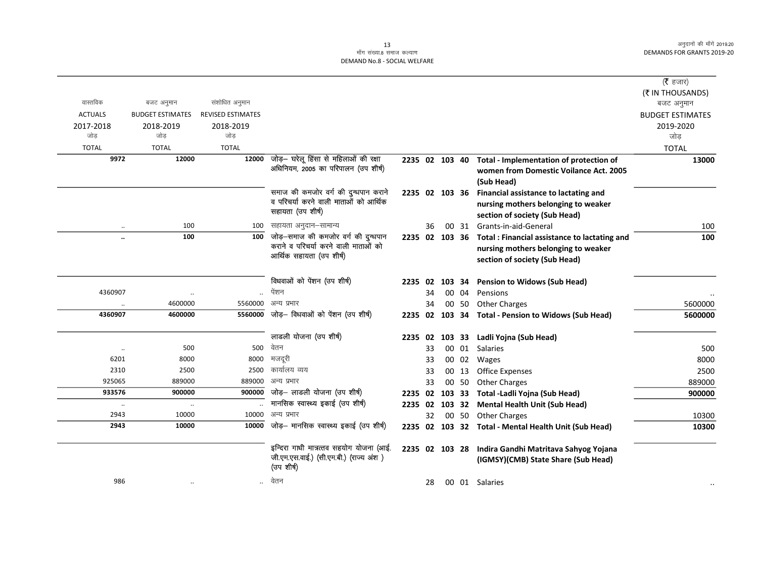| वास्तविक ACTUALS 2017-2018 जोड़ TOTAL | बजट अनुमान BUDGET ESTIMATES 2018-2019 जोड़ TOTAL | संशोधित अनुमान REVISED ESTIMATES 2018-2019 जोड़ TOTAL | | | | (₹ हजार) (₹ IN THOUSANDS) बजट अनुमान BUDGET ESTIMATES 2019-2020 जोड़ TOTAL |
|---|---|---|---|---|---|---|
| **9972** | **12000** | **12000** | जोड़– घरेलू हिंसा से महिलाओं की रक्षा अधिनियम, 2005 का परिपालन (उप शीर्ष) | **2235 02 103 40** | **Total - Implementation of protection of women from Domestic Voilance Act. 2005 (Sub Head)** | **13000** |
| | | | समाज की कमजोर वर्ग की दुग्धपान कराने व परिचर्या करने वाली माताओं को आर्थिक सहायता (उप शीर्ष) | **2235 02 103 36** | **Financial assistance to lactating and nursing mothers belonging to weaker section of society (Sub Head)** | |
| .. | 100 | 100 | सहायता अनुदान–सामान्य | 36 00 31 | Grants-in-aid-General | 100 |
| **..** | **100** | **100** | जोड़–समाज की कमजोर वर्ग की दुग्धपान कराने व परिचर्या करने वाली माताओं को आर्थिक सहायता (उप शीर्ष) | **2235 02 103 36** | **Total : Financial assistance to lactating and nursing mothers belonging to weaker section of society (Sub Head)** | **100** |
| | | | विधवाओं को पेंशन (उप शीर्ष) | **2235 02 103 34** | **Pension to Widows (Sub Head)** | |
| 4360907 | .. | .. | पेंशन | 34 00 04 | Pensions | .. |
| .. | 4600000 | 5560000 | अन्य प्रभार | 34 00 50 | Other Charges | 5600000 |
| **4360907** | **4600000** | **5560000** | जोड़– विधवाओं को पेंशन (उप शीर्ष) | **2235 02 103 34** | **Total - Pension to Widows (Sub Head)** | **5600000** |
| | | | लाडली योजना (उप शीर्ष) | **2235 02 103 33** | **Ladli Yojna (Sub Head)** | |
| .. | 500 | 500 | वेतन | 33 00 01 | Salaries | 500 |
| 6201 | 8000 | 8000 | मजदूरी | 33 00 02 | Wages | 8000 |
| 2310 | 2500 | 2500 | कार्यालय व्यय | 33 00 13 | Office Expenses | 2500 |
| 925065 | 889000 | 889000 | अन्य प्रभार | 33 00 50 | Other Charges | 889000 |
| **933576** | **900000** | **900000** | जोड़– लाडली योजना (उप शीर्ष) | **2235 02 103 33** | **Total -Ladli Yojna (Sub Head)** | **900000** |
| .. | .. | .. | मानसिक स्वास्थ्य इकाई (उप शीर्ष) | **2235 02 103 32** | **Mental Health Unit (Sub Head)** | |
| 2943 | 10000 | 10000 | अन्य प्रभार | 32 00 50 | Other Charges | 10300 |
| **2943** | **10000** | **10000** | जोड़– मानसिक स्वास्थ्य इकाई (उप शीर्ष) | **2235 02 103 32** | **Total - Mental Health Unit (Sub Head)** | **10300** |
| | | | इन्दिरा गाधी मात्रत्तव सहयोग योजना (आई. जी.एम.एस.वाई.) (सी.एम.बी.) (राज्य अंश ) (उप शीर्ष) | **2235 02 103 28** | **Indira Gandhi Matritava Sahyog Yojana (IGMSY)(CMB) State Share (Sub Head)** | |
| 986 | .. | .. | वेतन | 28 00 01 | Salaries | .. |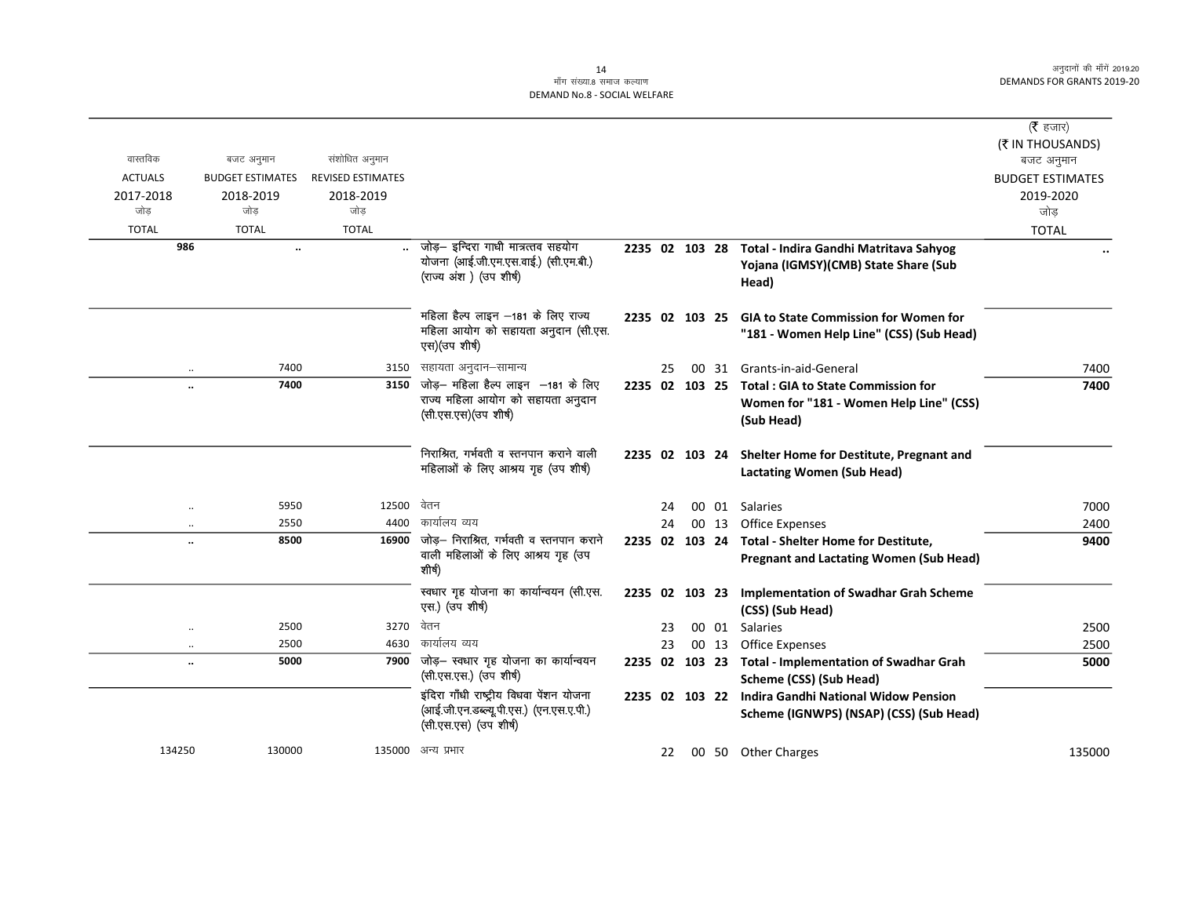मॉंग संख्या.8 समाज कल्याण
DEMAND No.8 - SOCIAL WELFARE

| वास्तविक ACTUALS 2017-2018 जोड़ TOTAL | बजट अनुमान BUDGET ESTIMATES 2018-2019 जोड़ TOTAL | संशोधित अनुमान REVISED ESTIMATES 2018-2019 जोड़ TOTAL | | | | | | | (₹ हजार) (₹ IN THOUSANDS) बजट अनुमान BUDGET ESTIMATES 2019-2020 जोड़ TOTAL |
|---|---|---|---|---|---|---|---|---|---|
| **986** | .. | .. | जोड़– इन्दिरा गाधी मात्रत्तव सहयोग योजना (आई.जी.एम.एस.वाई.) (सी.एम.बी.) (राज्य अंश ) (उप शीर्ष) | **2235 02** | **103** | **28** | | **Total - Indira Gandhi Matritava Sahyog Yojana (IGMSY)(CMB) State Share (Sub Head)** | .. |
| | | | महिला हैल्प लाइन –181 के लिए राज्य महिला आयोग को सहायता अनुदान (सी.एस. एस)(उप शीर्ष) | **2235 02** | **103** | **25** | | **GIA to State Commission for Women for "181 - Women Help Line" (CSS) (Sub Head)** | |
| .. | 7400 | 3150 | सहायता अनुदान–सामान्य | 25 | 00 | 31 | | Grants-in-aid-General | 7400 |
| .. | **7400** | **3150** | जोड़– महिला हैल्प लाइन –181 के लिए राज्य महिला आयोग को सहायता अनुदान (सी.एस.एस)(उप शीर्ष) | **2235 02** | **103** | **25** | | **Total : GIA to State Commission for Women for "181 - Women Help Line" (CSS) (Sub Head)** | **7400** |
| | | | निराश्रित, गर्भवती व स्तनपान कराने वाली महिलाओं के लिए आश्रय गृह (उप शीर्ष) | **2235 02** | **103** | **24** | | **Shelter Home for Destitute, Pregnant and Lactating Women (Sub Head)** | |
| .. | 5950 | 12500 | वेतन | 24 | 00 | 01 | | Salaries | 7000 |
| .. | 2550 | 4400 | कार्यालय व्यय | 24 | 00 | 13 | | Office Expenses | 2400 |
| .. | **8500** | **16900** | जोड़– निराश्रित, गर्भवती व स्तनपान कराने वाली महिलाओं के लिए आश्रय गृह (उप शीर्ष) | **2235 02** | **103** | **24** | | **Total - Shelter Home for Destitute, Pregnant and Lactating Women (Sub Head)** | **9400** |
| | | | स्वधार गृह योजना का कार्यान्वयन (सी.एस. एस.) (उप शीर्ष) | **2235 02** | **103** | **23** | | **Implementation of Swadhar Grah Scheme (CSS) (Sub Head)** | |
| .. | 2500 | 3270 | वेतन | 23 | 00 | 01 | | Salaries | 2500 |
| .. | 2500 | 4630 | कार्यालय व्यय | 23 | 00 | 13 | | Office Expenses | 2500 |
| .. | **5000** | **7900** | जोड़– स्वधार गृह योजना का कार्यान्वयन (सी.एस.एस.) (उप शीर्ष) | **2235 02** | **103** | **23** | | **Total - Implementation of Swadhar Grah Scheme (CSS) (Sub Head)** | **5000** |
| | | | इंदिरा गाँधी राष्ट्रीय विधवा पेंशन योजना (आई.जी.एन.डब्ल्यू.पी.एस.) (एन.एस.ए.पी.) (सी.एस.एस) (उप शीर्ष) | **2235 02** | **103** | **22** | | **Indira Gandhi National Widow Pension Scheme (IGNWPS) (NSAP) (CSS) (Sub Head)** | |
| 134250 | 130000 | 135000 | अन्य प्रभार | 22 | 00 | 50 | | Other Charges | 135000 |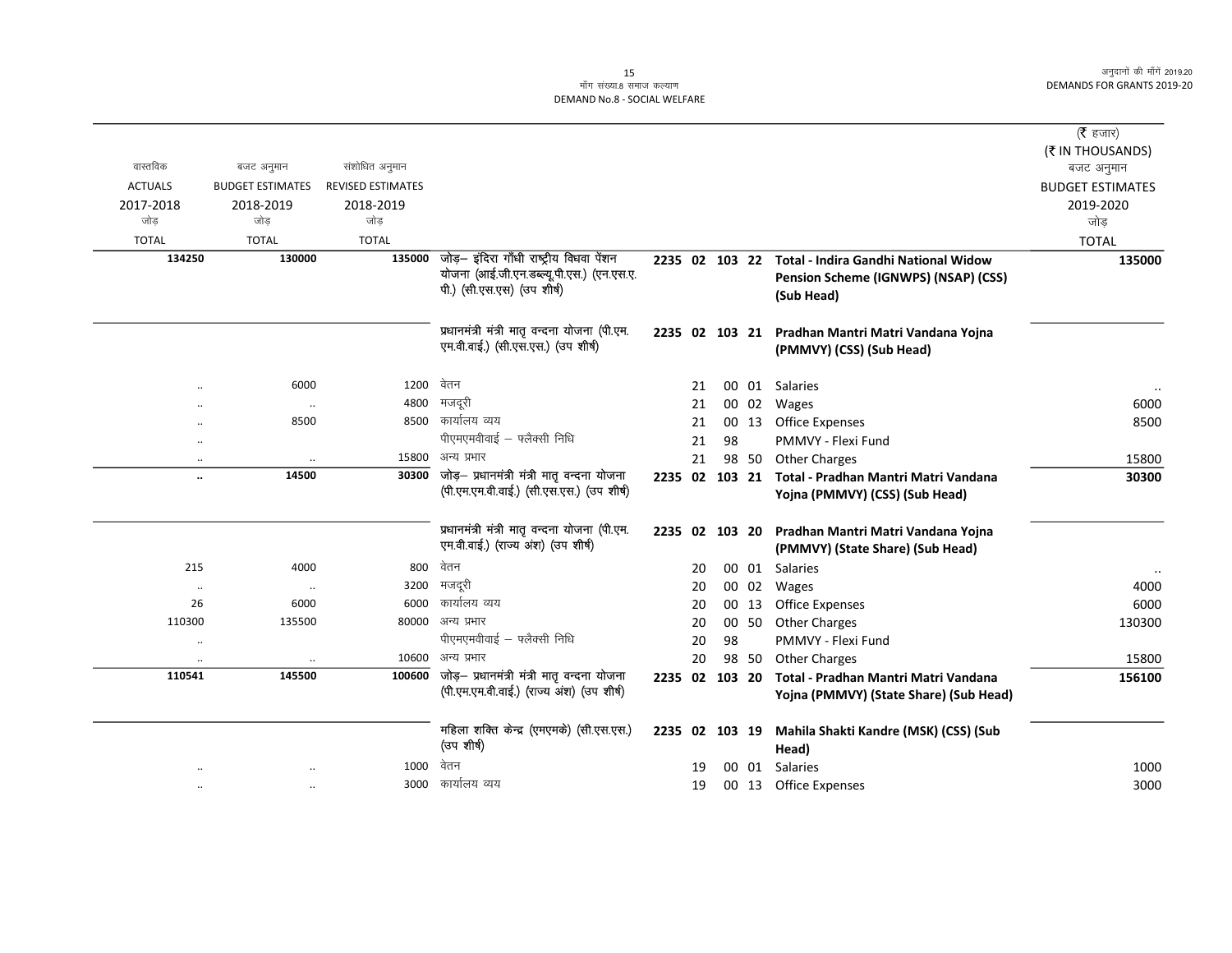माँग संख्या.8 समाज कल्याण
DEMAND No.8 - SOCIAL WELFARE

| वास्तविक ACTUALS 2017-2018 जोड़ TOTAL | बजट अनुमान BUDGET ESTIMATES 2018-2019 जोड़ TOTAL | संशोधित अनुमान REVISED ESTIMATES 2018-2019 जोड़ TOTAL | | | | | | | (₹ हजार) (₹ IN THOUSANDS) बजट अनुमान BUDGET ESTIMATES 2019-2020 जोड़ TOTAL |
|---|---|---|---|---|---|---|---|---|---|
| 134250 | 130000 | 135000 | जोड़– इंदिरा गाँधी राष्ट्रीय विधवा पेंशन योजना (आई.जी.एन.डब्ल्यू.पी.एस.) (एन.एस.ए.पी.) (सी.एस.एस) (उप शीर्ष) | 2235 02 103 | 22 | | | **Total - Indira Gandhi National Widow Pension Scheme (IGNWPS) (NSAP) (CSS) (Sub Head)** | 135000 |
| | | | प्रधानमंत्री मंत्री मातृ वन्दना योजना (पी.एम.एम.वी.वाई.) (सी.एस.एस.) (उप शीर्ष) | 2235 02 103 | 21 | | | **Pradhan Mantri Matri Vandana Yojna (PMMVY) (CSS) (Sub Head)** | |
| .. | 6000 | 1200 | वेतन | | 21 | 00 | 01 | Salaries | .. |
| .. | .. | 4800 | मजदूरी | | 21 | 00 | 02 | Wages | 6000 |
| .. | 8500 | 8500 | कार्यालय व्यय | | 21 | 00 | 13 | Office Expenses | 8500 |
| .. | | | पीएमएमवीवाई – फ्लैक्सी निधि | | 21 | 98 | | PMMVY - Flexi Fund | |
| .. | .. | 15800 | अन्य प्रभार | | 21 | 98 | 50 | Other Charges | 15800 |
| .. | 14500 | 30300 | जोड़– प्रधानमंत्री मंत्री मातृ वन्दना योजना (पी.एम.एम.वी.वाई.) (सी.एस.एस.) (उप शीर्ष) | 2235 02 103 | 21 | | | **Total - Pradhan Mantri Matri Vandana Yojna (PMMVY) (CSS) (Sub Head)** | 30300 |
| | | | प्रधानमंत्री मंत्री मातृ वन्दना योजना (पी.एम.एम.वी.वाई.) (राज्य अंश) (उप शीर्ष) | 2235 02 103 | 20 | | | **Pradhan Mantri Matri Vandana Yojna (PMMVY) (State Share) (Sub Head)** | |
| 215 | 4000 | 800 | वेतन | | 20 | 00 | 01 | Salaries | .. |
| .. | .. | 3200 | मजदूरी | | 20 | 00 | 02 | Wages | 4000 |
| 26 | 6000 | 6000 | कार्यालय व्यय | | 20 | 00 | 13 | Office Expenses | 6000 |
| 110300 | 135500 | 80000 | अन्य प्रभार | | 20 | 00 | 50 | Other Charges | 130300 |
| .. | | | पीएमएमवीवाई – फ्लैक्सी निधि | | 20 | 98 | | PMMVY - Flexi Fund | |
| .. | .. | 10600 | अन्य प्रभार | | 20 | 98 | 50 | Other Charges | 15800 |
| 110541 | 145500 | 100600 | जोड़– प्रधानमंत्री मंत्री मातृ वन्दना योजना (पी.एम.एम.वी.वाई.) (राज्य अंश) (उप शीर्ष) | 2235 02 103 | 20 | | | **Total - Pradhan Mantri Matri Vandana Yojna (PMMVY) (State Share) (Sub Head)** | 156100 |
| | | | महिला शक्ति केन्द्र (एमएसके) (सी.एस.एस.) (उप शीर्ष) | 2235 02 103 | 19 | | | **Mahila Shakti Kandre (MSK) (CSS) (Sub Head)** | |
| .. | .. | 1000 | वेतन | | 19 | 00 | 01 | Salaries | 1000 |
| .. | .. | 3000 | कार्यालय व्यय | | 19 | 00 | 13 | Office Expenses | 3000 |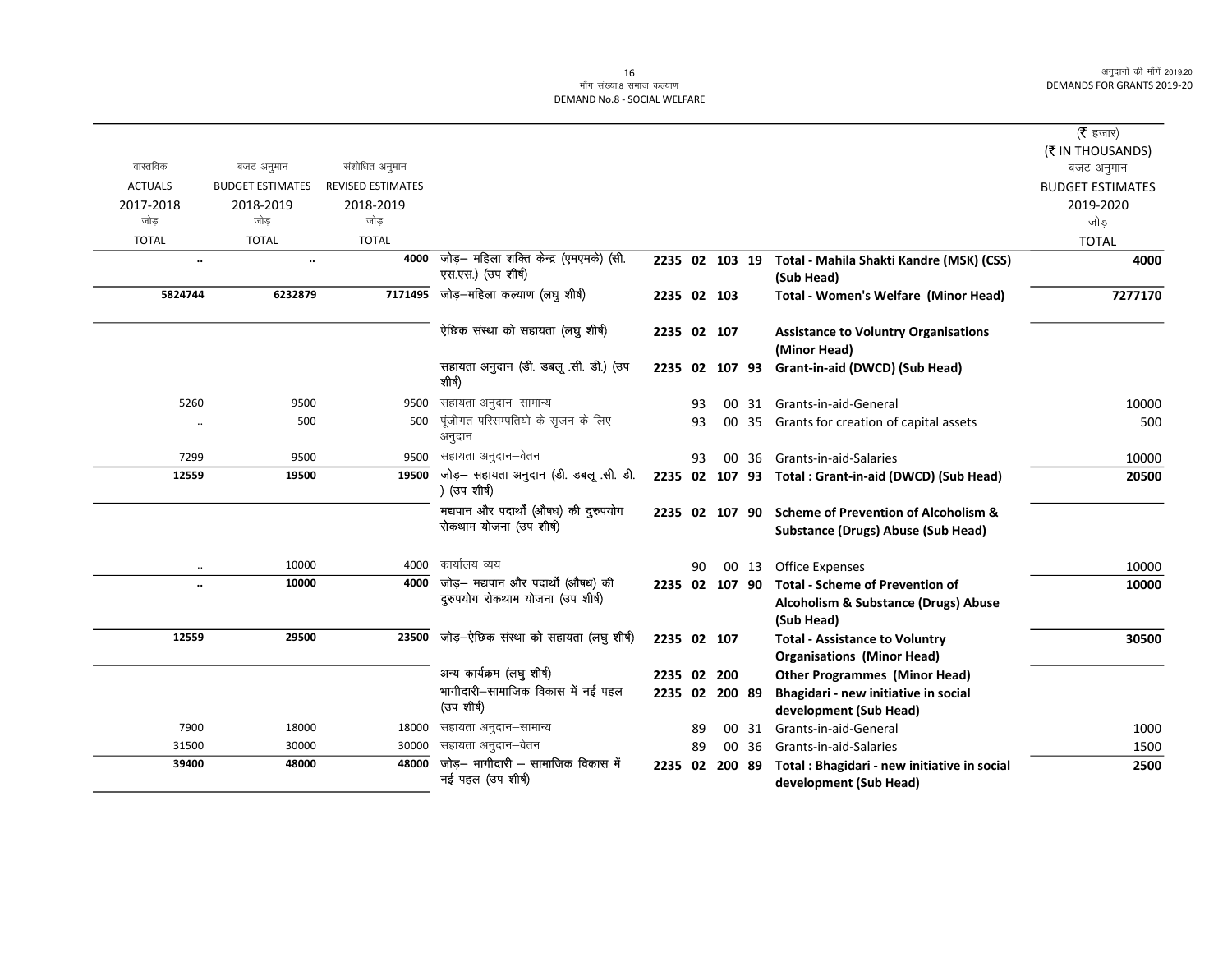# मॉंग संख्या.8 समाज कल्याण
# DEMAND No.8 - SOCIAL WELFARE

(₹ हजार)
(₹ IN THOUSANDS)

| वास्तविक ACTUALS 2017-2018 जोड़ TOTAL | बजट अनुमान BUDGET ESTIMATES 2018-2019 जोड़ TOTAL | संशोधित अनुमान REVISED ESTIMATES 2018-2019 जोड़ TOTAL | | | | | | | | बजट अनुमान BUDGET ESTIMATES 2019-2020 जोड़ TOTAL |
|---|---|---|---|---|---|---|---|---|---|---|
| .. | .. | 4000 | जोड़– महिला शक्ति केन्द्र (एमएमके) (सी. एस.एस.) (उप शीर्ष) | 2235 | 02 | 103 | 19 | | **Total - Mahila Shakti Kandre (MSK) (CSS) (Sub Head)** | 4000 |
| 5824744 | 6232879 | 7171495 | जोड़–महिला कल्याण (लघु शीर्ष) | 2235 | 02 | 103 | | | **Total - Women's Welfare (Minor Head)** | 7277170 |
| | | | ऐछिक संस्था को सहायता (लघु शीर्ष) | 2235 | 02 | 107 | | | **Assistance to Voluntry Organisations (Minor Head)** | |
| | | | सहायता अनुदान (डी. डबलू .सी. डी.) (उप शीर्ष) | 2235 | 02 | 107 | 93 | | **Grant-in-aid (DWCD) (Sub Head)** | |
| 5260 | 9500 | 9500 | सहायता अनुदान–सामान्य | | | 93 | 00 | 31 | Grants-in-aid-General | 10000 |
| .. | 500 | 500 | पूंजीगत परिसम्पतियो के सृजन के लिए अनुदान | | | 93 | 00 | 35 | Grants for creation of capital assets | 500 |
| 7299 | 9500 | 9500 | सहायता अनुदान–वेतन | | | 93 | 00 | 36 | Grants-in-aid-Salaries | 10000 |
| 12559 | 19500 | 19500 | जोड़– सहायता अनुदान (डी. डबलू .सी. डी. ) (उप शीर्ष) | 2235 | 02 | 107 | 93 | | **Total : Grant-in-aid (DWCD) (Sub Head)** | 20500 |
| | | | मद्यपान और पदार्थों (औषध) की दुरुपयोग रोकथाम योजना (उप शीर्ष) | 2235 | 02 | 107 | 90 | | **Scheme of Prevention of Alcoholism & Substance (Drugs) Abuse (Sub Head)** | |
| .. | 10000 | 4000 | कार्यालय व्यय | | | 90 | 00 | 13 | Office Expenses | 10000 |
| .. | 10000 | 4000 | जोड़– मद्यपान और पदार्थों (औषध) की दुरुपयोग रोकथाम योजना (उप शीर्ष) | 2235 | 02 | 107 | 90 | | **Total - Scheme of Prevention of Alcoholism & Substance (Drugs) Abuse (Sub Head)** | 10000 |
| 12559 | 29500 | 23500 | जोड़–ऐछिक संस्था को सहायता (लघु शीर्ष) | 2235 | 02 | 107 | | | **Total - Assistance to Voluntry Organisations (Minor Head)** | 30500 |
| | | | अन्य कार्यक्रम (लघु शीर्ष) | 2235 | 02 | 200 | | | **Other Programmes (Minor Head)** | |
| | | | भागीदारी–सामाजिक विकास में नई पहल (उप शीर्ष) | 2235 | 02 | 200 | 89 | | **Bhagidari - new initiative in social development (Sub Head)** | |
| 7900 | 18000 | 18000 | सहायता अनुदान–सामान्य | | | 89 | 00 | 31 | Grants-in-aid-General | 1000 |
| 31500 | 30000 | 30000 | सहायता अनुदान–वेतन | | | 89 | 00 | 36 | Grants-in-aid-Salaries | 1500 |
| 39400 | 48000 | 48000 | जोड़– भागीदारी – सामाजिक विकास में नई पहल (उप शीर्ष) | 2235 | 02 | 200 | 89 | | **Total : Bhagidari - new initiative in social development (Sub Head)** | 2500 |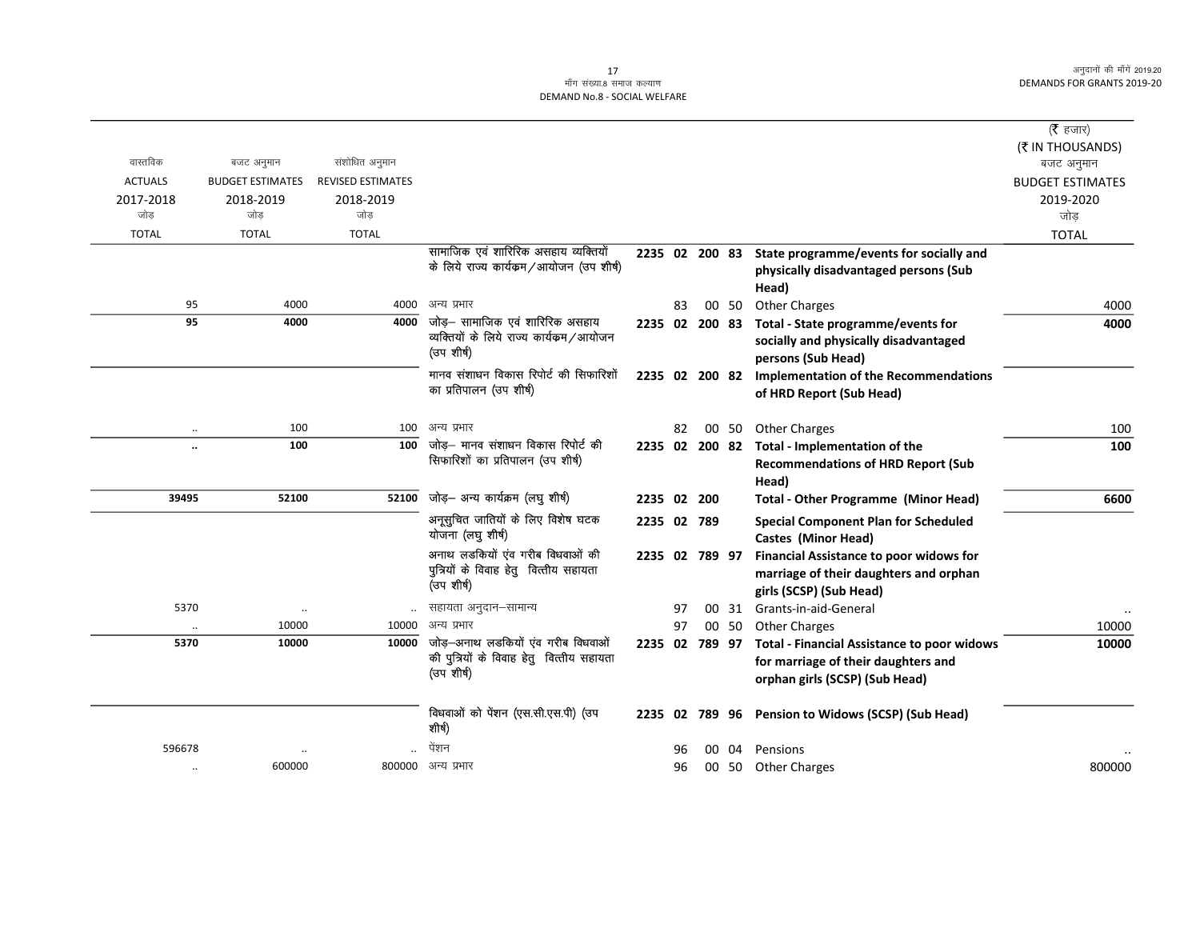(₹ हजार)
(₹ IN THOUSANDS)

| वास्तविक ACTUALS 2017-2018 जोड़ TOTAL | बजट अनुमान BUDGET ESTIMATES 2018-2019 जोड़ TOTAL | संशोधित अनुमान REVISED ESTIMATES 2018-2019 जोड़ TOTAL | | | | | | | | बजट अनुमान BUDGET ESTIMATES 2019-2020 जोड़ TOTAL |
|---|---|---|---|---|---|---|---|---|---|---|
| | | | सामाजिक एवं शारिरिक असहाय व्यक्तियों के लिये राज्य कार्यक्रम/आयोजन (उप शीर्ष) | 2235 | 02 | 200 | 83 | | **State programme/events for socially and physically disadvantaged persons (Sub Head)** | |
| 95 | 4000 | 4000 | अन्य प्रभार | | 83 | 00 | 50 | | Other Charges | 4000 |
| **95** | **4000** | **4000** | जोड़– सामाजिक एवं शारिरिक असहाय व्यक्तियों के लिये राज्य कार्यक्रम/आयोजन (उप शीर्ष) | 2235 | 02 | 200 | 83 | | **Total - State programme/events for socially and physically disadvantaged persons (Sub Head)** | **4000** |
| | | | मानव संशाधन विकास रिपोर्ट की सिफारिशों का प्रतिपालन (उप शीर्ष) | 2235 | 02 | 200 | 82 | | **Implementation of the Recommendations of HRD Report (Sub Head)** | |
| .. | 100 | 100 | अन्य प्रभार | | 82 | 00 | 50 | | Other Charges | 100 |
| **..** | **100** | **100** | जोड़– मानव संशाधन विकास रिपोर्ट की सिफारिशों का प्रतिपालन (उप शीर्ष) | 2235 | 02 | 200 | 82 | | **Total - Implementation of the Recommendations of HRD Report (Sub Head)** | **100** |
| **39495** | **52100** | **52100** | जोड़– अन्य कार्यक्रम (लघु शीर्ष) | 2235 | 02 | 200 | | | **Total - Other Programme (Minor Head)** | **6600** |
| | | | अनूसुचित जातियों के लिए विशेष घटक योजना (लघु शीर्ष) | 2235 | 02 | 789 | | | **Special Component Plan for Scheduled Castes (Minor Head)** | |
| | | | अनाथ लडकियों एंव गरीब विधवाओं की पुत्रियों के विवाह हेतु वित्तीय सहायता (उप शीर्ष) | 2235 | 02 | 789 | 97 | | **Financial Assistance to poor widows for marriage of their daughters and orphan girls (SCSP) (Sub Head)** | |
| 5370 | .. | .. | सहायता अनुदान–सामान्य | | 97 | 00 | 31 | | Grants-in-aid-General | .. |
| .. | 10000 | 10000 | अन्य प्रभार | | 97 | 00 | 50 | | Other Charges | 10000 |
| **5370** | **10000** | **10000** | जोड़–अनाथ लडकियों एंव गरीब विधवाओं की पुत्रियों के विवाह हेतु वित्तीय सहायता (उप शीर्ष) | 2235 | 02 | 789 | 97 | | **Total - Financial Assistance to poor widows for marriage of their daughters and orphan girls (SCSP) (Sub Head)** | **10000** |
| | | | विधवाओं को पेंशन (एस.सी.एस.पी) (उप शीर्ष) | 2235 | 02 | 789 | 96 | | **Pension to Widows (SCSP) (Sub Head)** | |
| 596678 | .. | .. | पेंशन | | 96 | 00 | 04 | | Pensions | .. |
| .. | 600000 | 800000 | अन्य प्रभार | | 96 | 00 | 50 | | Other Charges | 800000 |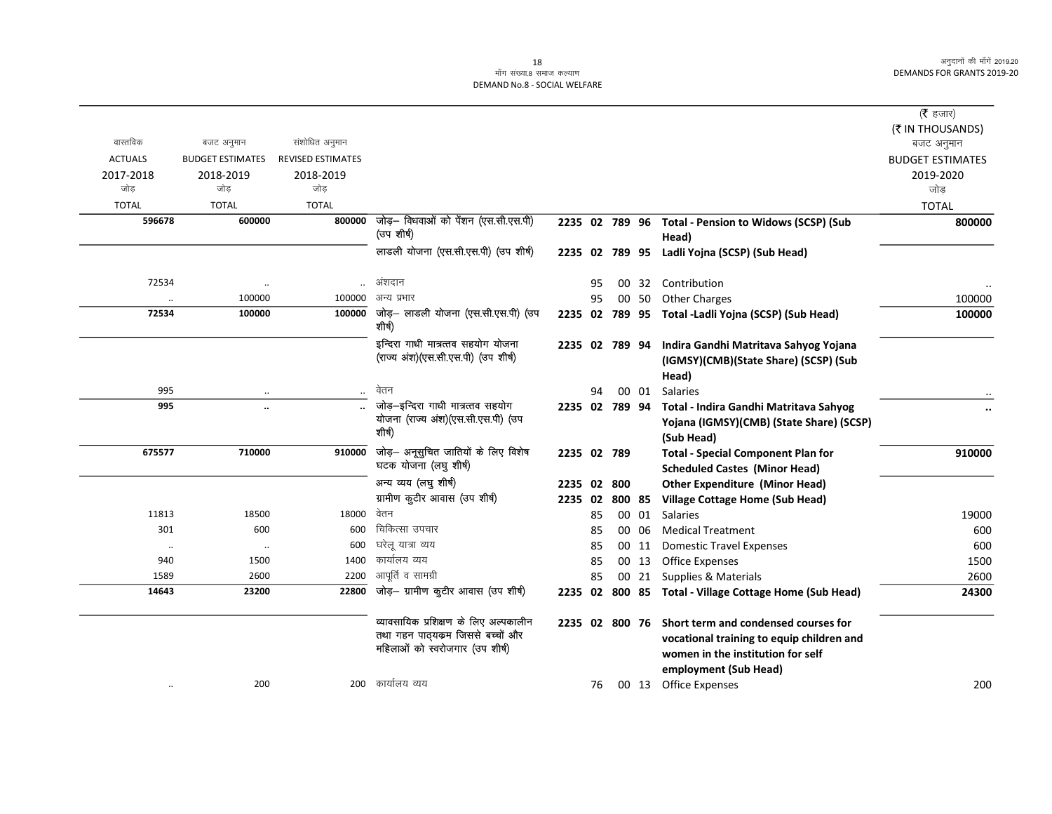मॉंग संख्या.8 समाज कल्याण
DEMAND No.8 - SOCIAL WELFARE

| वास्तविक ACTUALS 2017-2018 जोड़ TOTAL | बजट अनुमान BUDGET ESTIMATES 2018-2019 जोड़ TOTAL | संशोधित अनुमान REVISED ESTIMATES 2018-2019 जोड़ TOTAL | | | | | | | (₹ हजार) (₹ IN THOUSANDS) बजट अनुमान BUDGET ESTIMATES 2019-2020 जोड़ TOTAL |
|---|---|---|---|---|---|---|---|---|---|
| **596678** | **600000** | **800000** | जोड़– विधवाओं को पेंशन (एस.सी.एस.पी) (उप शीर्ष) | **2235** | **02** | **789** | **96** | **Total - Pension to Widows (SCSP) (Sub Head)** | **800000** |
| | | | लाडली योजना (एस.सी.एस.पी) (उप शीर्ष) | **2235** | **02** | **789** | **95** | **Ladli Yojna (SCSP) (Sub Head)** | |
| 72534 | .. | .. | अंशदान | | 95 | 00 | 32 | Contribution | .. |
| .. | 100000 | 100000 | अन्य प्रभार | | 95 | 00 | 50 | Other Charges | 100000 |
| **72534** | **100000** | **100000** | जोड़– लाडली योजना (एस.सी.एस.पी) (उप शीर्ष) | **2235** | **02** | **789** | **95** | **Total -Ladli Yojna (SCSP) (Sub Head)** | **100000** |
| | | | इन्दिरा गाधी मात्रत्तव सहयोग योजना (राज्य अंश)(एस.सी.एस.पी) (उप शीर्ष) | **2235** | **02** | **789** | **94** | **Indira Gandhi Matritava Sahyog Yojana (IGMSY)(CMB)(State Share) (SCSP) (Sub Head)** | |
| 995 | .. | .. | वेतन | | 94 | 00 | 01 | Salaries | .. |
| **995** | **..** | **..** | जोड़–इन्दिरा गाधी मात्रत्तव सहयोग योजना (राज्य अंश)(एस.सी.एस.पी) (उप शीर्ष) | **2235** | **02** | **789** | **94** | **Total - Indira Gandhi Matritava Sahyog Yojana (IGMSY)(CMB) (State Share) (SCSP) (Sub Head)** | **..** |
| **675577** | **710000** | **910000** | जोड़– अनूसुचित जातियों के लिए विशेष घटक योजना (लघु शीर्ष) | **2235** | **02** | **789** | | **Total - Special Component Plan for Scheduled Castes (Minor Head)** | **910000** |
| | | | अन्य व्यय (लघु शीर्ष) | **2235** | **02** | **800** | | **Other Expenditure (Minor Head)** | |
| | | | ग्रामीण कुटीर आवास (उप शीर्ष) | **2235** | **02** | **800** | **85** | **Village Cottage Home (Sub Head)** | |
| 11813 | 18500 | 18000 | वेतन | | 85 | 00 | 01 | Salaries | 19000 |
| 301 | 600 | 600 | चिकित्सा उपचार | | 85 | 00 | 06 | Medical Treatment | 600 |
| .. | .. | 600 | घरेलू यात्रा व्यय | | 85 | 00 | 11 | Domestic Travel Expenses | 600 |
| 940 | 1500 | 1400 | कार्यालय व्यय | | 85 | 00 | 13 | Office Expenses | 1500 |
| 1589 | 2600 | 2200 | आपूर्ति व सामग्री | | 85 | 00 | 21 | Supplies & Materials | 2600 |
| **14643** | **23200** | **22800** | जोड़– ग्रामीण कुटीर आवास (उप शीर्ष) | **2235** | **02** | **800** | **85** | **Total - Village Cottage Home (Sub Head)** | **24300** |
| | | | व्यावसायिक प्रशिक्षण के लिए अल्पकालीन तथा गहन पाठ्यक्रम जिससे बच्चों और महिलाओं को स्वरोजगार (उप शीर्ष) | **2235** | **02** | **800** | **76** | **Short term and condensed courses for vocational training to equip children and women in the institution for self employment (Sub Head)** | |
| .. | 200 | 200 | कार्यालय व्यय | | 76 | 00 | 13 | Office Expenses | 200 |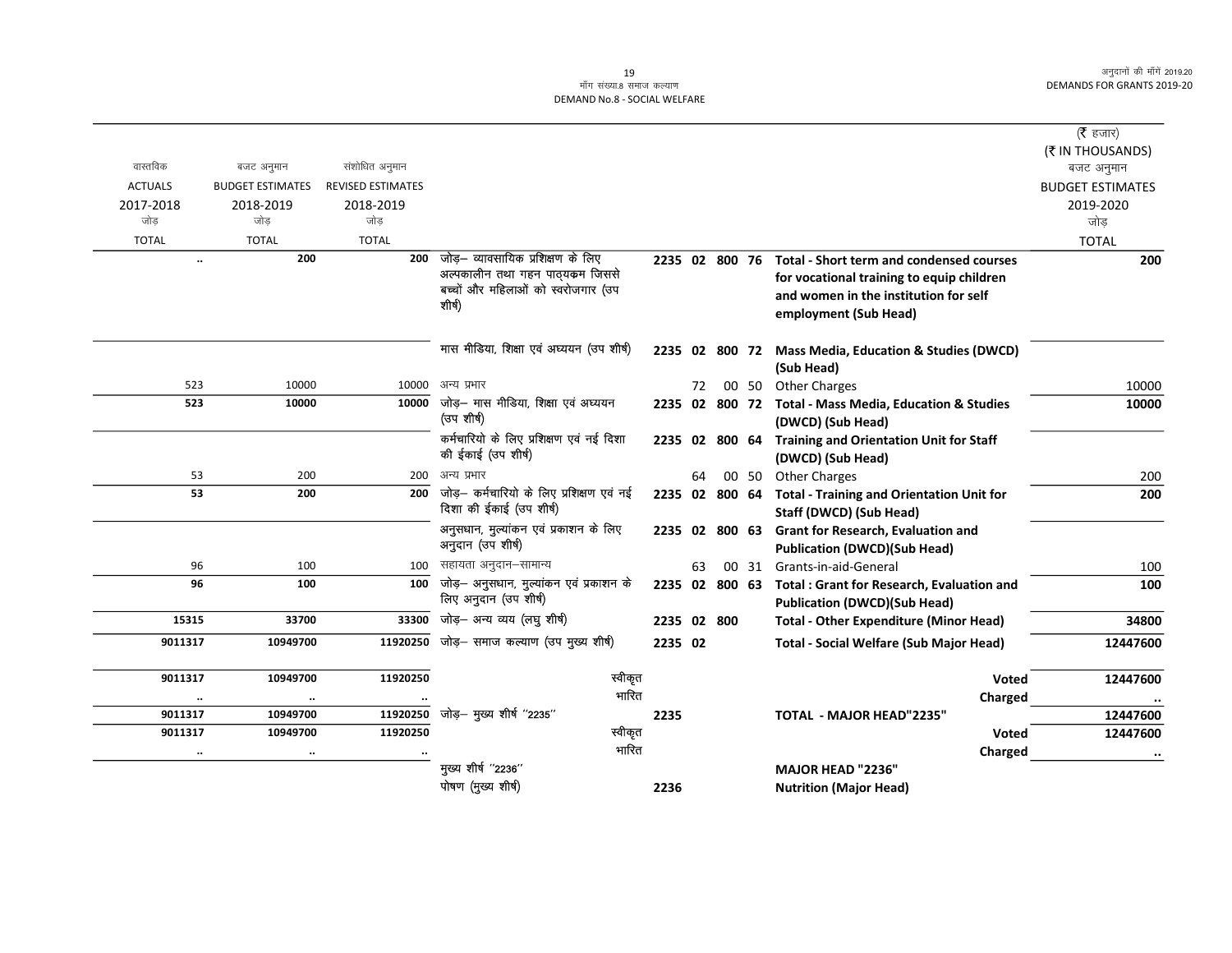माँग संख्या.8 समाज कल्याण
DEMAND No.8 - SOCIAL WELFARE

(₹ हजार)
(₹ IN THOUSANDS)

| वास्तविक ACTUALS 2017-2018 जोड़ TOTAL | बजट अनुमान BUDGET ESTIMATES 2018-2019 जोड़ TOTAL | संशोधित अनुमान REVISED ESTIMATES 2018-2019 जोड़ TOTAL | | | | | | | बजट अनुमान BUDGET ESTIMATES 2019-2020 जोड़ TOTAL |
|---|---|---|---|---|---|---|---|---|---|
| .. | 200 | 200 | जोड़– व्यावसायिक प्रशिक्षण के लिए अल्पकालीन तथा गहन पाठ्यक्रम जिससे बच्चों और महिलाओं को स्वरोजगार (उप शीर्ष) | 2235 | 02 | 800 | 76 | Total - Short term and condensed courses for vocational training to equip children and women in the institution for self employment (Sub Head) | 200 |
| | | | मास मीडिया, शिक्षा एवं अध्ययन (उप शीर्ष) | 2235 | 02 | 800 | 72 | Mass Media, Education & Studies (DWCD) (Sub Head) | |
| 523 | 10000 | 10000 | अन्य प्रभार | | 72 | 00 | 50 | Other Charges | 10000 |
| 523 | 10000 | 10000 | जोड़– मास मीडिया, शिक्षा एवं अध्ययन (उप शीर्ष) | 2235 | 02 | 800 | 72 | Total - Mass Media, Education & Studies (DWCD) (Sub Head) | 10000 |
| | | | कर्मचारियो के लिए प्रशिक्षण एवं नई दिशा की ईकाई (उप शीर्ष) | 2235 | 02 | 800 | 64 | Training and Orientation Unit for Staff (DWCD) (Sub Head) | |
| 53 | 200 | 200 | अन्य प्रभार | | 64 | 00 | 50 | Other Charges | 200 |
| 53 | 200 | 200 | जोड़– कर्मचारियो के लिए प्रशिक्षण एवं नई दिशा की ईकाई (उप शीर्ष) | 2235 | 02 | 800 | 64 | Total - Training and Orientation Unit for Staff (DWCD) (Sub Head) | 200 |
| | | | अनुसधान, मुल्यांकन एवं प्रकाशन के लिए अनुदान (उप शीर्ष) | 2235 | 02 | 800 | 63 | Grant for Research, Evaluation and Publication (DWCD)(Sub Head) | |
| 96 | 100 | 100 | सहायता अनुदान–सामान्य | | 63 | 00 | 31 | Grants-in-aid-General | 100 |
| 96 | 100 | 100 | जोड़– अनुसधान, मुल्यांकन एवं प्रकाशन के लिए अनुदान (उप शीर्ष) | 2235 | 02 | 800 | 63 | Total : Grant for Research, Evaluation and Publication (DWCD)(Sub Head) | 100 |
| 15315 | 33700 | 33300 | जोड़– अन्य व्यय (लघु शीर्ष) | 2235 | 02 | 800 | | Total - Other Expenditure (Minor Head) | 34800 |
| 9011317 | 10949700 | 11920250 | जोड़– समाज कल्याण (उप मुख्य शीर्ष) | 2235 | 02 | | | Total - Social Welfare (Sub Major Head) | 12447600 |
| 9011317 | 10949700 | 11920250 | स्वीकृत | | | | | Voted | 12447600 |
| .. | .. | .. | भारित | | | | | Charged | .. |
| 9011317 | 10949700 | 11920250 | जोड़– मुख्य शीर्ष "2235" | 2235 | | | | TOTAL - MAJOR HEAD"2235" | 12447600 |
| 9011317 | 10949700 | 11920250 | स्वीकृत | | | | | Voted | 12447600 |
| .. | .. | .. | भारित | | | | | Charged | .. |
| | | | मुख्य शीर्ष "2236" | | | | | MAJOR HEAD "2236" | |
| | | | पोषण (मुख्य शीर्ष) | 2236 | | | | Nutrition (Major Head) | |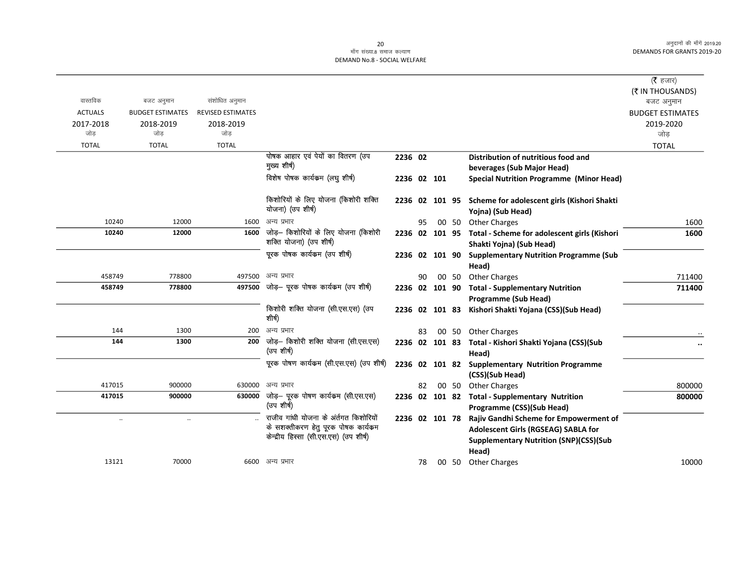माँग संख्या.8 समाज कल्याण
DEMAND No.8 - SOCIAL WELFARE

(₹ हजार)
(₹ IN THOUSANDS)

| वास्तविक ACTUALS 2017-2018 जोड़ TOTAL | बजट अनुमान BUDGET ESTIMATES 2018-2019 जोड़ TOTAL | संशोधित अनुमान REVISED ESTIMATES 2018-2019 जोड़ TOTAL | | | | | | | | बजट अनुमान BUDGET ESTIMATES 2019-2020 जोड़ TOTAL |
|---|---|---|---|---|---|---|---|---|---|---|
| | | | पोषक आहार एवं पेयों का वितरण (उप मुख्य शीर्ष) | 2236 | 02 | | | | **Distribution of nutritious food and beverages (Sub Major Head)** | |
| | | | विशेष पोषक कार्यक्रम (लघु शीर्ष) | 2236 | 02 | 101 | | | **Special Nutrition Programme (Minor Head)** | |
| | | | किशोरियों के लिए योजना (किशोरी शक्ति योजना) (उप शीर्ष) | 2236 | 02 | 101 | 95 | | **Scheme for adolescent girls (Kishori Shakti Yojna) (Sub Head)** | |
| 10240 | 12000 | 1600 | अन्य प्रभार | | | 95 | 00 | 50 | Other Charges | 1600 |
| **10240** | **12000** | **1600** | जोड़– किशोरियों के लिए योजना (किशोरी शक्ति योजना) (उप शीर्ष) | 2236 | 02 | 101 | 95 | | **Total - Scheme for adolescent girls (Kishori Shakti Yojna) (Sub Head)** | **1600** |
| | | | पूरक पोषक कार्यक्रम (उप शीर्ष) | 2236 | 02 | 101 | 90 | | **Supplementary Nutrition Programme (Sub Head)** | |
| 458749 | 778800 | 497500 | अन्य प्रभार | | | 90 | 00 | 50 | Other Charges | 711400 |
| **458749** | **778800** | **497500** | जोड़– पूरक पोषक कार्यक्रम (उप शीर्ष) | 2236 | 02 | 101 | 90 | | **Total - Supplementary Nutrition Programme (Sub Head)** | **711400** |
| | | | किशोरी शक्ति योजना (सी.एस.एस) (उप शीर्ष) | 2236 | 02 | 101 | 83 | | **Kishori Shakti Yojana (CSS)(Sub Head)** | |
| 144 | 1300 | 200 | अन्य प्रभार | | | 83 | 00 | 50 | Other Charges | .. |
| **144** | **1300** | **200** | जोड़– किशोरी शक्ति योजना (सी.एस.एस) (उप शीर्ष) | 2236 | 02 | 101 | 83 | | **Total - Kishori Shakti Yojana (CSS)(Sub Head)** | **..** |
| | | | पूरक पोषण कार्यक्रम (सी.एस.एस) (उप शीर्ष) | 2236 | 02 | 101 | 82 | | **Supplementary Nutrition Programme (CSS)(Sub Head)** | |
| 417015 | 900000 | 630000 | अन्य प्रभार | | | 82 | 00 | 50 | Other Charges | 800000 |
| **417015** | **900000** | **630000** | जोड़– पूरक पोषण कार्यक्रम (सी.एस.एस) (उप शीर्ष) | 2236 | 02 | 101 | 82 | | **Total - Supplementary Nutrition Programme (CSS)(Sub Head)** | **800000** |
| .. | .. | .. | राजीव गांधी योजना के अंर्तगत किशोरियों के सशक्तीकरण हेतु पूरक पोषक कार्यक्रम केन्द्रीय हिस्सा (सी.एस.एस) (उप शीर्ष) | 2236 | 02 | 101 | 78 | | **Rajiv Gandhi Scheme for Empowerment of Adolescent Girls (RGSEAG) SABLA for Supplementary Nutrition (SNP)(CSS)(Sub Head)** | |
| 13121 | 70000 | 6600 | अन्य प्रभार | | | 78 | 00 | 50 | Other Charges | 10000 |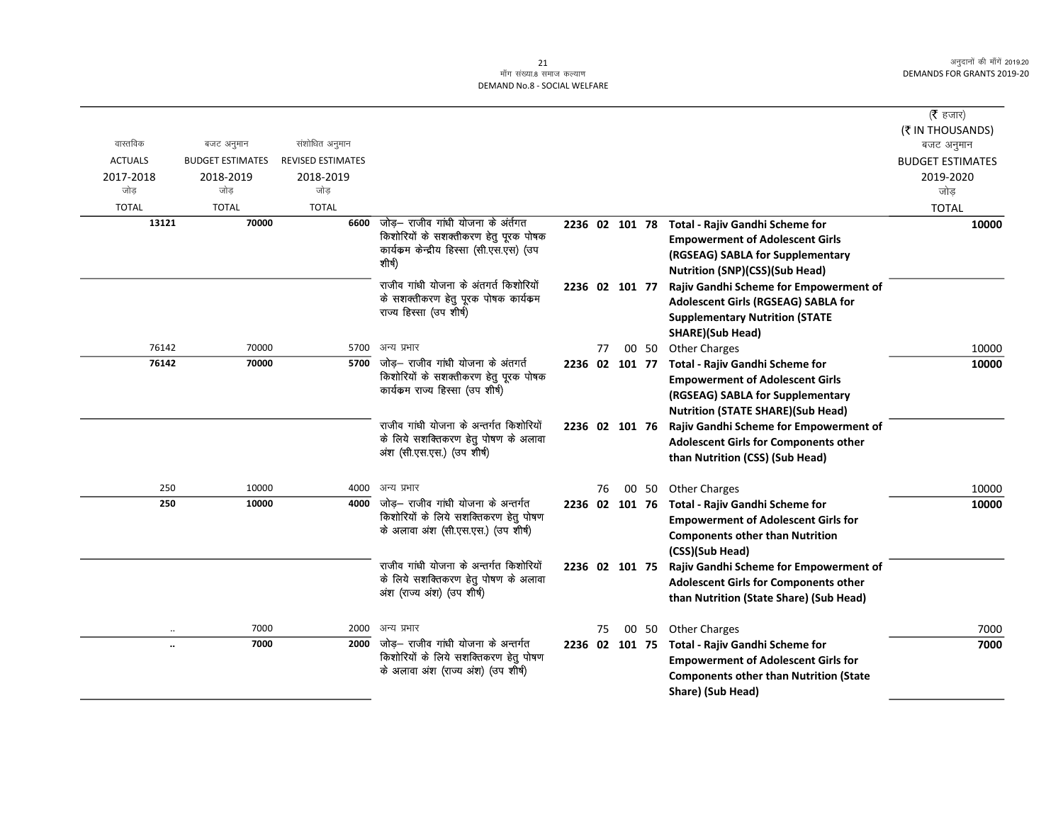| वास्तविक<br>ACTUALS<br>2017-2018<br>जोड़<br>TOTAL | बजट अनुमान<br>BUDGET ESTIMATES<br>2018-2019<br>जोड़<br>TOTAL | संशोधित अनुमान<br>REVISED ESTIMATES<br>2018-2019<br>जोड़<br>TOTAL | | | | (₹ हजार)<br>(₹ IN THOUSANDS)<br>बजट अनुमान<br>BUDGET ESTIMATES<br>2019-2020<br>जोड़<br>TOTAL |
|---|---|---|---|---|---|---|
| **13121** | **70000** | **6600** | जोड़– राजीव गांधी योजना के अंर्तगत किशोरियों के सशक्तीकरण हेतु पूरक पोषक कार्यक्रम केन्द्रीय हिस्सा (सी.एस.एस) (उप शीर्ष) | 2236 02 101 78 | **Total - Rajiv Gandhi Scheme for Empowerment of Adolescent Girls (RGSEAG) SABLA for Supplementary Nutrition (SNP)(CSS)(Sub Head)** | **10000** |
| | | | राजीव गांधी योजना के अंतगर्त किशोरियों के सशक्तीकरण हेतु पूरक पोषक कार्यक्रम राज्य हिस्सा (उप शीर्ष) | 2236 02 101 77 | **Rajiv Gandhi Scheme for Empowerment of Adolescent Girls (RGSEAG) SABLA for Supplementary Nutrition (STATE SHARE)(Sub Head)** | |
| 76142 | 70000 | 5700 | अन्य प्रभार | 77 00 50 | Other Charges | 10000 |
| **76142** | **70000** | **5700** | जोड़– राजीव गांधी योजना के अंतगर्त किशोरियों के सशक्तीकरण हेतु पूरक पोषक कार्यक्रम राज्य हिस्सा (उप शीर्ष) | 2236 02 101 77 | **Total - Rajiv Gandhi Scheme for Empowerment of Adolescent Girls (RGSEAG) SABLA for Supplementary Nutrition (STATE SHARE)(Sub Head)** | **10000** |
| | | | राजीव गांधी योजना के अन्तर्गत किशोरियों के लिये सशक्तिकरण हेतु पोषण के अलावा अंश (सी.एस.एस.) (उप शीर्ष) | 2236 02 101 76 | **Rajiv Gandhi Scheme for Empowerment of Adolescent Girls for Components other than Nutrition (CSS) (Sub Head)** | |
| 250 | 10000 | 4000 | अन्य प्रभार | 76 00 50 | Other Charges | 10000 |
| **250** | **10000** | **4000** | जोड़– राजीव गांधी योजना के अन्तर्गत किशोरियों के लिये सशक्तिकरण हेतु पोषण के अलावा अंश (सी.एस.एस.) (उप शीर्ष) | 2236 02 101 76 | **Total - Rajiv Gandhi Scheme for Empowerment of Adolescent Girls for Components other than Nutrition (CSS)(Sub Head)** | **10000** |
| | | | राजीव गांधी योजना के अन्तर्गत किशोरियों के लिये सशक्तिकरण हेतु पोषण के अलावा अंश (राज्य अंश) (उप शीर्ष) | 2236 02 101 75 | **Rajiv Gandhi Scheme for Empowerment of Adolescent Girls for Components other than Nutrition (State Share) (Sub Head)** | |
| .. | 7000 | 2000 | अन्य प्रभार | 75 00 50 | Other Charges | 7000 |
| **..** | **7000** | **2000** | जोड़– राजीव गांधी योजना के अन्तर्गत किशोरियों के लिये सशक्तिकरण हेतु पोषण के अलावा अंश (राज्य अंश) (उप शीर्ष) | 2236 02 101 75 | **Total - Rajiv Gandhi Scheme for Empowerment of Adolescent Girls for Components other than Nutrition (State Share) (Sub Head)** | **7000** |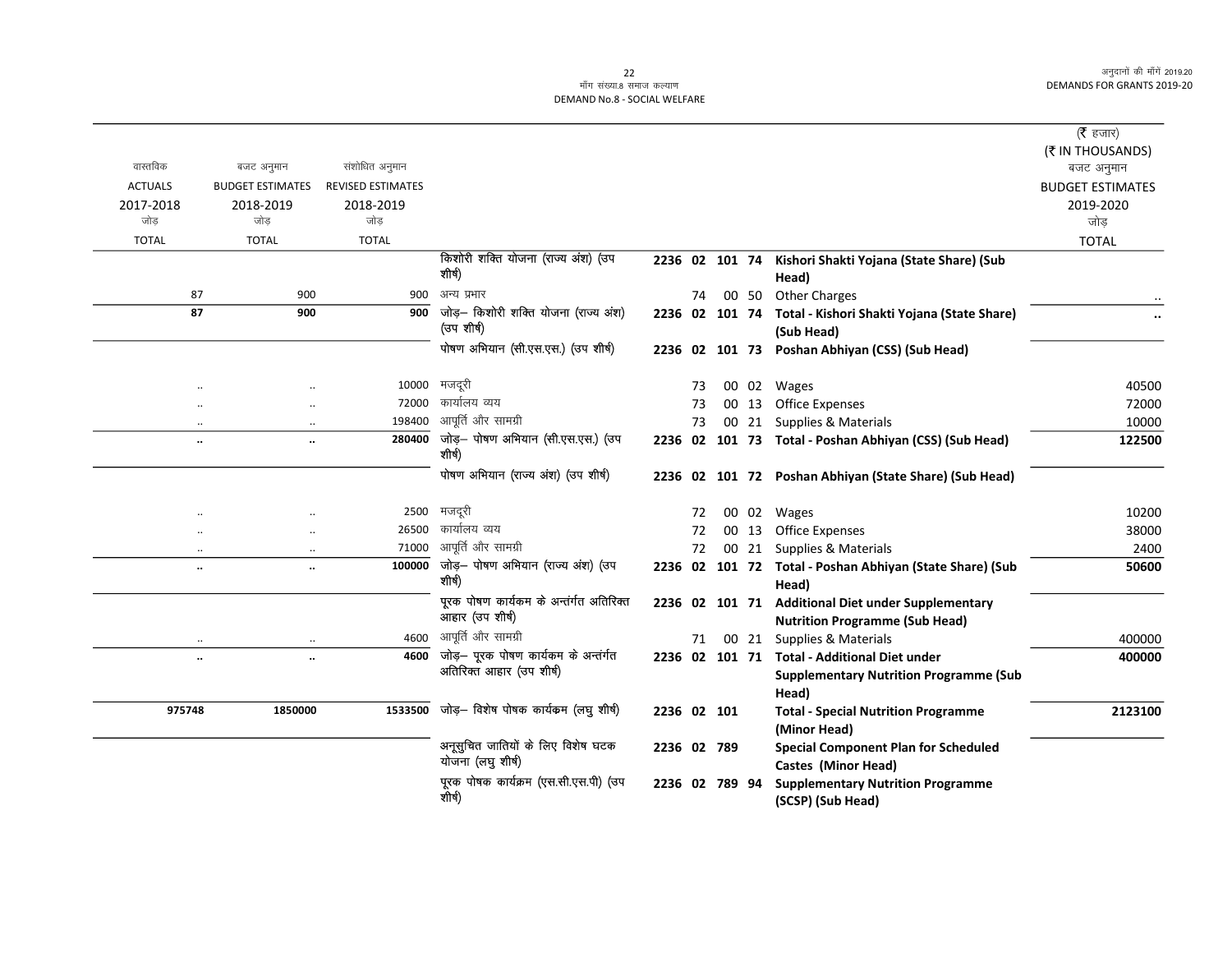माँग संख्या.8 समाज कल्याण
DEMAND No.8 - SOCIAL WELFARE

(₹ हजार)
(₹ IN THOUSANDS)

| वास्तविक ACTUALS 2017-2018 जोड़ TOTAL | बजट अनुमान BUDGET ESTIMATES 2018-2019 जोड़ TOTAL | संशोधित अनुमान REVISED ESTIMATES 2018-2019 जोड़ TOTAL | | | | | | | बजट अनुमान BUDGET ESTIMATES 2019-2020 जोड़ TOTAL |
|---|---|---|---|---|---|---|---|---|---|
| | | | किशोरी शक्ति योजना (राज्य अंश) (उप शीर्ष) | 2236 | 02 | 101 | 74 | **Kishori Shakti Yojana (State Share) (Sub Head)** | |
| 87 | 900 | 900 | अन्य प्रभार | | 74 | 00 | 50 | Other Charges | .. |
| **87** | **900** | **900** | जोड़– किशोरी शक्ति योजना (राज्य अंश) (उप शीर्ष) | 2236 | 02 | 101 | 74 | **Total - Kishori Shakti Yojana (State Share) (Sub Head)** | **..** |
| | | | पोषण अभियान (सी.एस.एस.) (उप शीर्ष) | 2236 | 02 | 101 | 73 | **Poshan Abhiyan (CSS) (Sub Head)** | |
| .. | .. | 10000 | मजदूरी | | 73 | 00 | 02 | Wages | 40500 |
| .. | .. | 72000 | कार्यालय व्यय | | 73 | 00 | 13 | Office Expenses | 72000 |
| .. | .. | 198400 | आपूर्ति और सामग्री | | 73 | 00 | 21 | Supplies & Materials | 10000 |
| **..** | **..** | **280400** | जोड़– पोषण अभियान (सी.एस.एस.) (उप शीर्ष) | 2236 | 02 | 101 | 73 | **Total - Poshan Abhiyan (CSS) (Sub Head)** | **122500** |
| | | | पोषण अभियान (राज्य अंश) (उप शीर्ष) | 2236 | 02 | 101 | 72 | **Poshan Abhiyan (State Share) (Sub Head)** | |
| .. | .. | 2500 | मजदूरी | | 72 | 00 | 02 | Wages | 10200 |
| .. | .. | 26500 | कार्यालय व्यय | | 72 | 00 | 13 | Office Expenses | 38000 |
| .. | .. | 71000 | आपूर्ति और सामग्री | | 72 | 00 | 21 | Supplies & Materials | 2400 |
| **..** | **..** | **100000** | जोड़– पोषण अभियान (राज्य अंश) (उप शीर्ष) | 2236 | 02 | 101 | 72 | **Total - Poshan Abhiyan (State Share) (Sub Head)** | **50600** |
| | | | पूरक पोषण कार्यकम के अन्तंर्गत अतिरिक्त आहार (उप शीर्ष) | 2236 | 02 | 101 | 71 | **Additional Diet under Supplementary Nutrition Programme (Sub Head)** | |
| .. | .. | 4600 | आपूर्ति और सामग्री | | 71 | 00 | 21 | Supplies & Materials | 400000 |
| **..** | **..** | **4600** | जोड़– पूरक पोषण कार्यकम के अन्तंर्गत अतिरिक्त आहार (उप शीर्ष) | 2236 | 02 | 101 | 71 | **Total - Additional Diet under Supplementary Nutrition Programme (Sub Head)** | **400000** |
| **975748** | **1850000** | **1533500** | जोड़– विशेष पोषक कार्यकम (लघु शीर्ष) | 2236 | 02 | 101 | | **Total - Special Nutrition Programme (Minor Head)** | **2123100** |
| | | | अनूसुचित जातियों के लिए विशेष घटक योजना (लघु शीर्ष) | 2236 | 02 | 789 | | **Special Component Plan for Scheduled Castes (Minor Head)** | |
| | | | पूरक पोषक कार्यक्रम (एस.सी.एस.पी) (उप शीर्ष) | 2236 | 02 | 789 | 94 | **Supplementary Nutrition Programme (SCSP) (Sub Head)** | |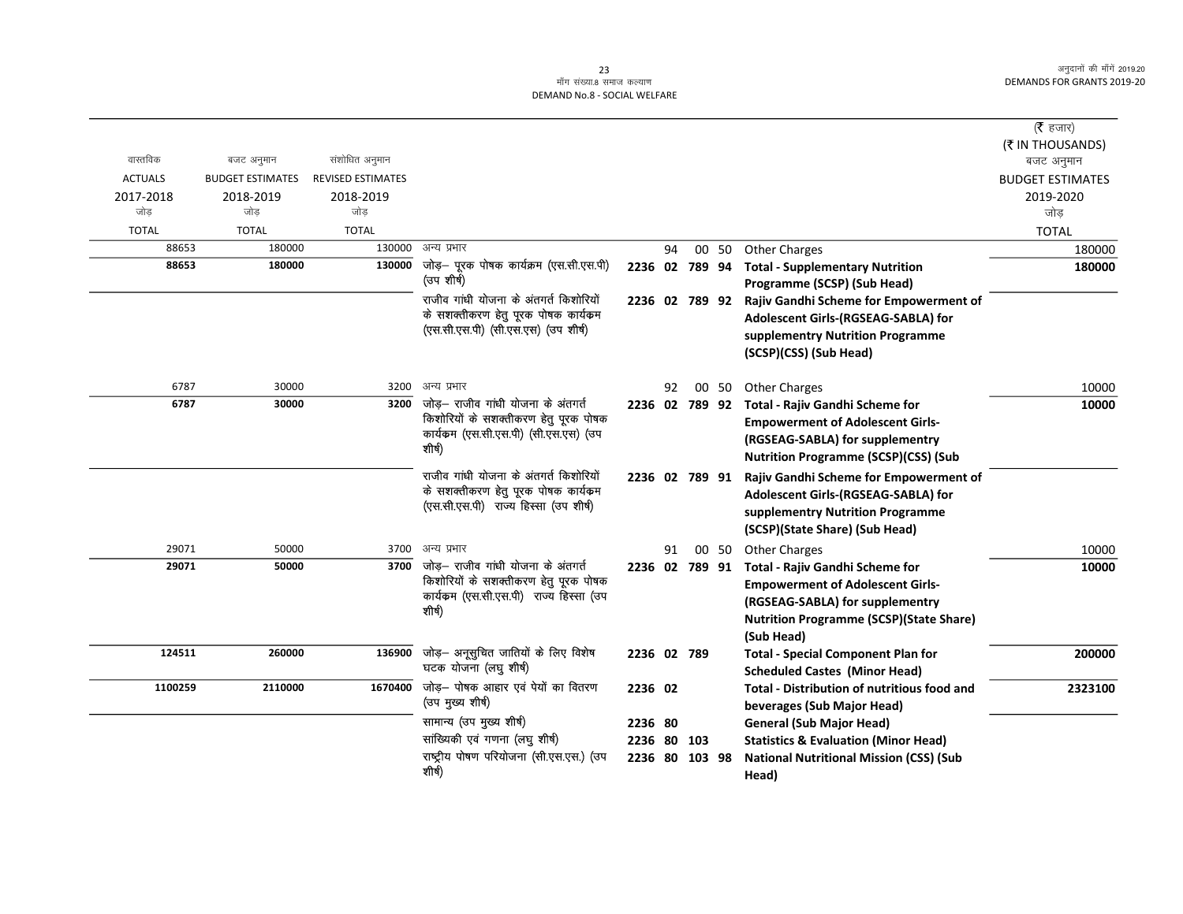माँग संख्या.8 समाज कल्याण
DEMAND No.8 - SOCIAL WELFARE

| वास्तविक ACTUALS 2017-2018 जोड़ TOTAL | बजट अनुमान BUDGET ESTIMATES 2018-2019 जोड़ TOTAL | संशोधित अनुमान REVISED ESTIMATES 2018-2019 जोड़ TOTAL | | | | (₹ हजार) (₹ IN THOUSANDS) बजट अनुमान BUDGET ESTIMATES 2019-2020 जोड़ TOTAL |
|---|---|---|---|---|---|---|
| 88653 | 180000 | 130000 | अन्य प्रभार | 94 00 50 | Other Charges | 180000 |
| **88653** | **180000** | **130000** | जोड़– पूरक पोषक कार्यक्रम (एस.सी.एस.पी) (उप शीर्ष) | **2236 02 789 94** | **Total - Supplementary Nutrition Programme (SCSP) (Sub Head)** | **180000** |
| | | | राजीव गांधी योजना के अंतगर्त किशोरियों के सशक्तीकरण हेतु पूरक पोषक कार्यक्रम (एस.सी.एस.पी) (सी.एस.एस) (उप शीर्ष) | **2236 02 789 92** | **Rajiv Gandhi Scheme for Empowerment of Adolescent Girls-(RGSEAG-SABLA) for supplementry Nutrition Programme (SCSP)(CSS) (Sub Head)** | |
| 6787 | 30000 | 3200 | अन्य प्रभार | 92 00 50 | Other Charges | 10000 |
| **6787** | **30000** | **3200** | जोड़– राजीव गांधी योजना के अंतगर्त किशोरियों के सशक्तीकरण हेतु पूरक पोषक कार्यक्रम (एस.सी.एस.पी) (सी.एस.एस) (उप शीर्ष) | **2236 02 789 92** | **Total - Rajiv Gandhi Scheme for Empowerment of Adolescent Girls-(RGSEAG-SABLA) for supplementry Nutrition Programme (SCSP)(CSS) (Sub** | **10000** |
| | | | राजीव गांधी योजना के अंतगर्त किशोरियों के सशक्तीकरण हेतु पूरक पोषक कार्यक्रम (एस.सी.एस.पी) राज्य हिस्सा (उप शीर्ष) | **2236 02 789 91** | **Rajiv Gandhi Scheme for Empowerment of Adolescent Girls-(RGSEAG-SABLA) for supplementry Nutrition Programme (SCSP)(State Share) (Sub Head)** | |
| 29071 | 50000 | 3700 | अन्य प्रभार | 91 00 50 | Other Charges | 10000 |
| **29071** | **50000** | **3700** | जोड़– राजीव गांधी योजना के अंतगर्त किशोरियों के सशक्तीकरण हेतु पूरक पोषक कार्यक्रम (एस.सी.एस.पी) राज्य हिस्सा (उप शीर्ष) | **2236 02 789 91** | **Total - Rajiv Gandhi Scheme for Empowerment of Adolescent Girls-(RGSEAG-SABLA) for supplementry Nutrition Programme (SCSP)(State Share) (Sub Head)** | **10000** |
| **124511** | **260000** | **136900** | जोड़– अनूसुचित जातियों के लिए विशेष घटक योजना (लघु शीर्ष) | **2236 02 789** | **Total - Special Component Plan for Scheduled Castes (Minor Head)** | **200000** |
| **1100259** | **2110000** | **1670400** | जोड़– पोषक आहार एवं पेयों का वितरण (उप मुख्य शीर्ष) | **2236 02** | **Total - Distribution of nutritious food and beverages (Sub Major Head)** | **2323100** |
| | | | सामान्य (उप मुख्य शीर्ष) | **2236 80** | **General (Sub Major Head)** | |
| | | | सांख्यिकी एवं गणना (लघु शीर्ष) | **2236 80 103** | **Statistics & Evaluation (Minor Head)** | |
| | | | राष्ट्रीय पोषण परियोजना (सी.एस.एस.) (उप शीर्ष) | **2236 80 103 98** | **National Nutritional Mission (CSS) (Sub Head)** | |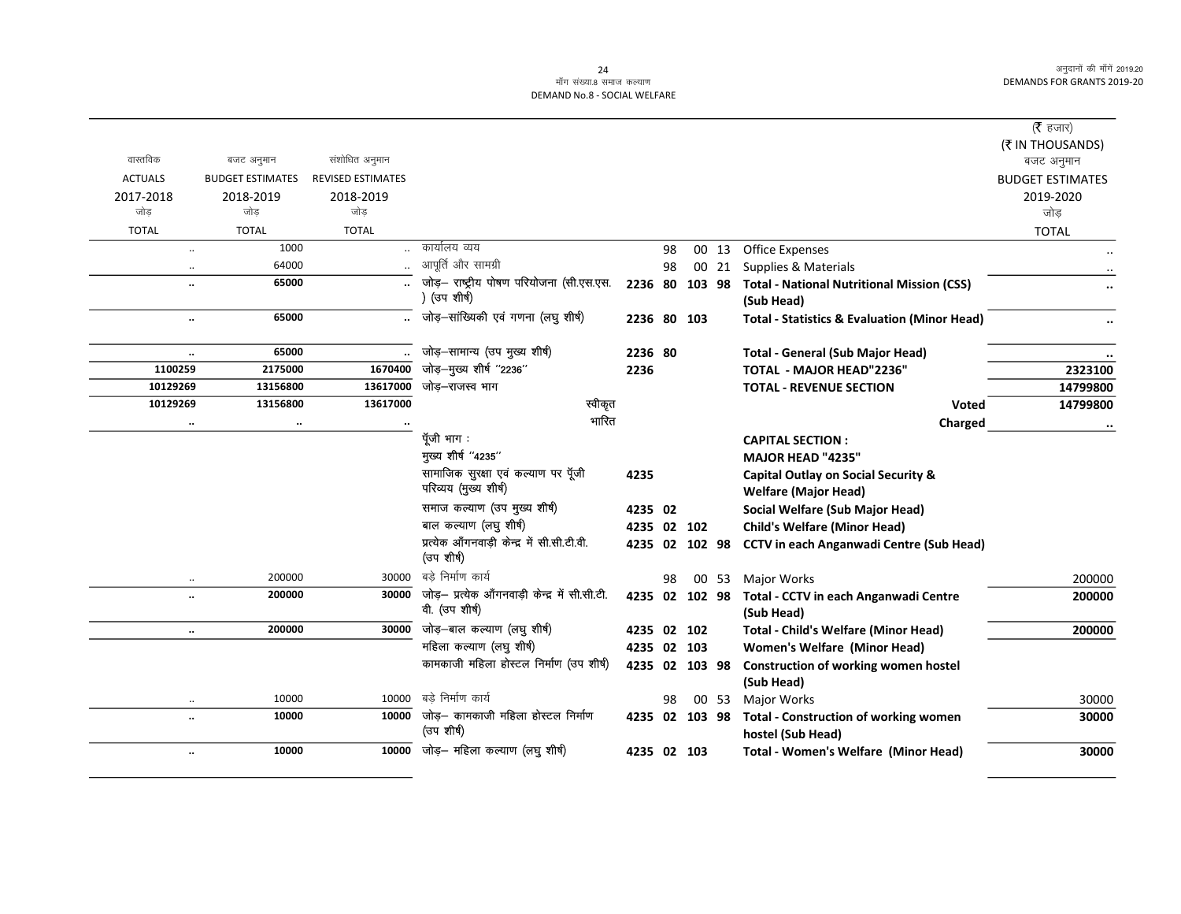(₹ हजार)
(₹ IN THOUSANDS)

| वास्तविक ACTUALS 2017-2018 जोड़ TOTAL | बजट अनुमान BUDGET ESTIMATES 2018-2019 जोड़ TOTAL | संशोधित अनुमान REVISED ESTIMATES 2018-2019 जोड़ TOTAL | | | | | | | बजट अनुमान BUDGET ESTIMATES 2019-2020 जोड़ TOTAL |
|---|---|---|---|---|---|---|---|---|---|
| .. | 1000 | .. | कार्यालय व्यय | | 98 | 00 | 13 | Office Expenses | .. |
| .. | 64000 | .. | आपूर्ति और सामग्री | | 98 | 00 | 21 | Supplies & Materials | .. |
| **..** | **65000** | **..** | जोड़– राष्ट्रीय पोषण परियोजना (सी.एस.एस.) (उप शीर्ष) | **2236** | **80** | **103** | **98** | **Total - National Nutritional Mission (CSS) (Sub Head)** | **..** |
| **..** | **65000** | **..** | जोड़–सांख्यिकी एवं गणना (लघु शीर्ष) | **2236** | **80** | **103** | | **Total - Statistics & Evaluation (Minor Head)** | **..** |
| **..** | **65000** | **..** | जोड़–सामान्य (उप मुख्य शीर्ष) | **2236** | **80** | | | **Total - General (Sub Major Head)** | **..** |
| **1100259** | **2175000** | **1670400** | जोड़–मुख्य शीर्ष "2236" | **2236** | | | | **TOTAL - MAJOR HEAD"2236"** | **2323100** |
| **10129269** | **13156800** | **13617000** | जोड़–राजस्व भाग | | | | | **TOTAL - REVENUE SECTION** | **14799800** |
| **10129269** | **13156800** | **13617000** | स्वीकृत | | | | | **Voted** | **14799800** |
| **..** | **..** | **..** | भारित | | | | | **Charged** | **..** |
| | | | पूँजी भाग : | | | | | **CAPITAL SECTION :** | |
| | | | मुख्य शीर्ष "4235" | | | | | **MAJOR HEAD "4235"** | |
| | | | सामाजिक सुरक्षा एवं कल्याण पर पूँजी परिव्यय (मुख्य शीर्ष) | **4235** | | | | **Capital Outlay on Social Security & Welfare (Major Head)** | |
| | | | समाज कल्याण (उप मुख्य शीर्ष) | **4235** | **02** | | | **Social Welfare (Sub Major Head)** | |
| | | | बाल कल्याण (लघु शीर्ष) | **4235** | **02** | **102** | | **Child's Welfare (Minor Head)** | |
| | | | प्रत्येक आँगनवाड़ी केन्द्र में सी.सी.टी.वी. (उप शीर्ष) | **4235** | **02** | **102** | **98** | **CCTV in each Anganwadi Centre (Sub Head)** | |
| .. | 200000 | 30000 | बड़े निर्माण कार्य | | 98 | 00 | 53 | Major Works | 200000 |
| **..** | **200000** | **30000** | जोड़– प्रत्येक आँगनवाड़ी केन्द्र में सी.सी.टी.वी. (उप शीर्ष) | **4235** | **02** | **102** | **98** | **Total - CCTV in each Anganwadi Centre (Sub Head)** | **200000** |
| **..** | **200000** | **30000** | जोड़–बाल कल्याण (लघु शीर्ष) | **4235** | **02** | **102** | | **Total - Child's Welfare (Minor Head)** | **200000** |
| | | | महिला कल्याण (लघु शीर्ष) | **4235** | **02** | **103** | | **Women's Welfare (Minor Head)** | |
| | | | कामकाजी महिला होस्टल निर्माण (उप शीर्ष) | **4235** | **02** | **103** | **98** | **Construction of working women hostel (Sub Head)** | |
| .. | 10000 | 10000 | बड़े निर्माण कार्य | | 98 | 00 | 53 | Major Works | 30000 |
| **..** | **10000** | **10000** | जोड़– कामकाजी महिला होस्टल निर्माण (उप शीर्ष) | **4235** | **02** | **103** | **98** | **Total - Construction of working women hostel (Sub Head)** | **30000** |
| **..** | **10000** | **10000** | जोड़– महिला कल्याण (लघु शीर्ष) | **4235** | **02** | **103** | | **Total - Women's Welfare (Minor Head)** | **30000** |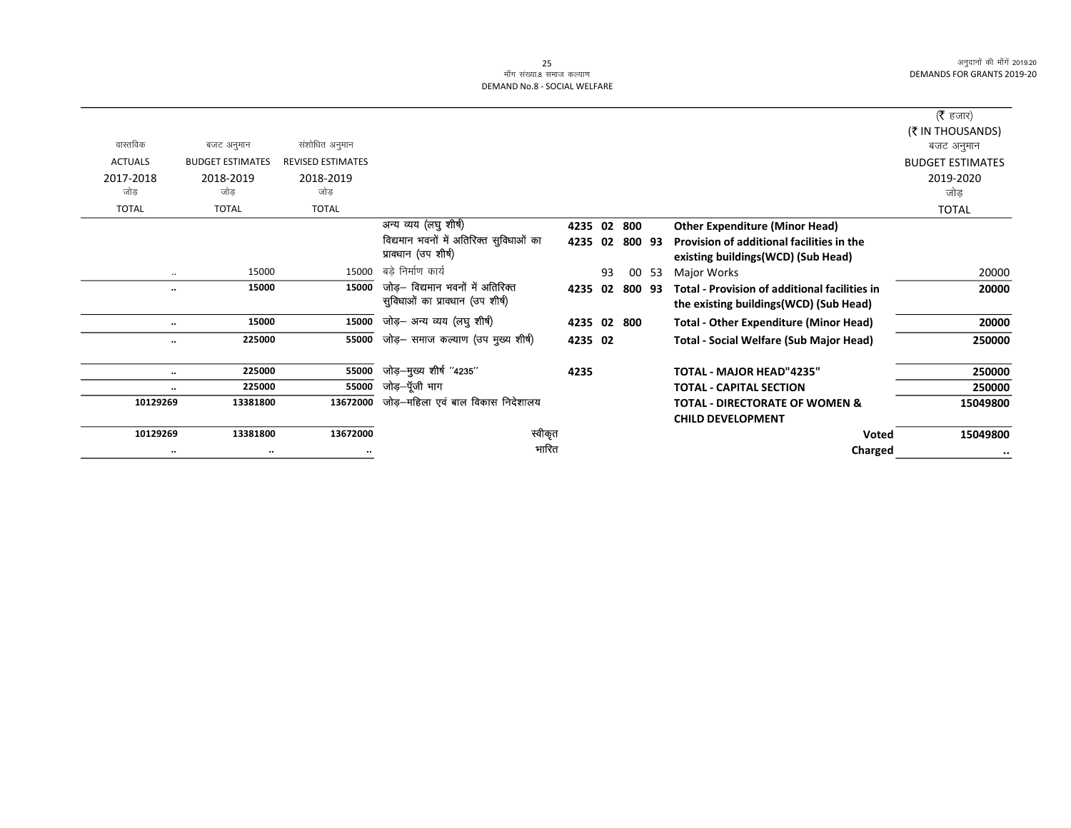| वास्तविक ACTUALS 2017-2018 जोड़ TOTAL | बजट अनुमान BUDGET ESTIMATES 2018-2019 जोड़ TOTAL | संशोधित अनुमान REVISED ESTIMATES 2018-2019 जोड़ TOTAL | | | | | | | (₹ हजार) (₹ IN THOUSANDS) बजट अनुमान BUDGET ESTIMATES 2019-2020 जोड़ TOTAL |
|---|---|---|---|---|---|---|---|---|---|
| | | | अन्य व्यय (लघु शीर्ष) | 4235 | 02 | 800 | | **Other Expenditure (Minor Head)** | |
| | | | विद्यमान भवनों में अतिरिक्त सुविधाओं का प्रावधान (उप शीर्ष) | 4235 | 02 | 800 | 93 | **Provision of additional facilities in the existing buildings(WCD) (Sub Head)** | |
| .. | 15000 | 15000 | बड़े निर्माण कार्य | | 93 | 00 | 53 | Major Works | 20000 |
| **..** | **15000** | **15000** | जोड़– विद्यमान भवनों में अतिरिक्त सुविधाओं का प्रावधान (उप शीर्ष) | 4235 | 02 | 800 | 93 | **Total - Provision of additional facilities in the existing buildings(WCD) (Sub Head)** | **20000** |
| **..** | **15000** | **15000** | जोड़– अन्य व्यय (लघु शीर्ष) | 4235 | 02 | 800 | | **Total - Other Expenditure (Minor Head)** | **20000** |
| **..** | **225000** | **55000** | जोड़– समाज कल्याण (उप मुख्य शीर्ष) | 4235 | 02 | | | **Total - Social Welfare (Sub Major Head)** | **250000** |
| **..** | **225000** | **55000** | जोड़–मुख्य शीर्ष ''4235'' | 4235 | | | | **TOTAL - MAJOR HEAD"4235"** | **250000** |
| **..** | **225000** | **55000** | जोड़–पूँजी भाग | | | | | **TOTAL - CAPITAL SECTION** | **250000** |
| **10129269** | **13381800** | **13672000** | जोड़–महिला एवं बाल विकास निदेशालय | | | | | **TOTAL - DIRECTORATE OF WOMEN & CHILD DEVELOPMENT** | **15049800** |
| **10129269** | **13381800** | **13672000** | स्वीकृत | | | | | **Voted** | **15049800** |
| **..** | **..** | **..** | भारित | | | | | **Charged** | **..** |